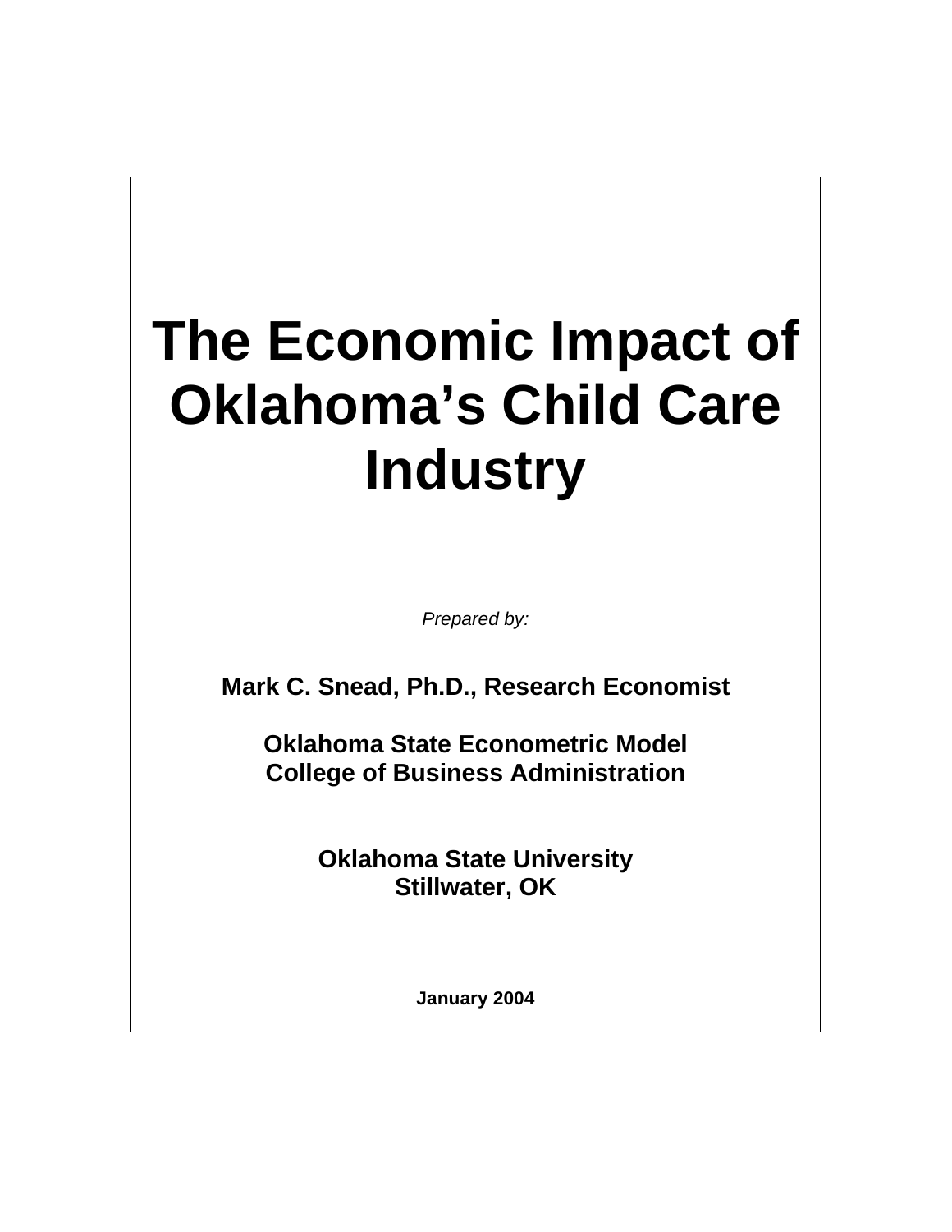# The Economic Impact of Oklahoma's Child Care Industry

*Prepared by:*

**Mark C. Snead, Ph.D., Research Economist**

**Oklahoma State Econometric Model**
**College of Business Administration**

**Oklahoma State University**
**Stillwater, OK**

**January 2004**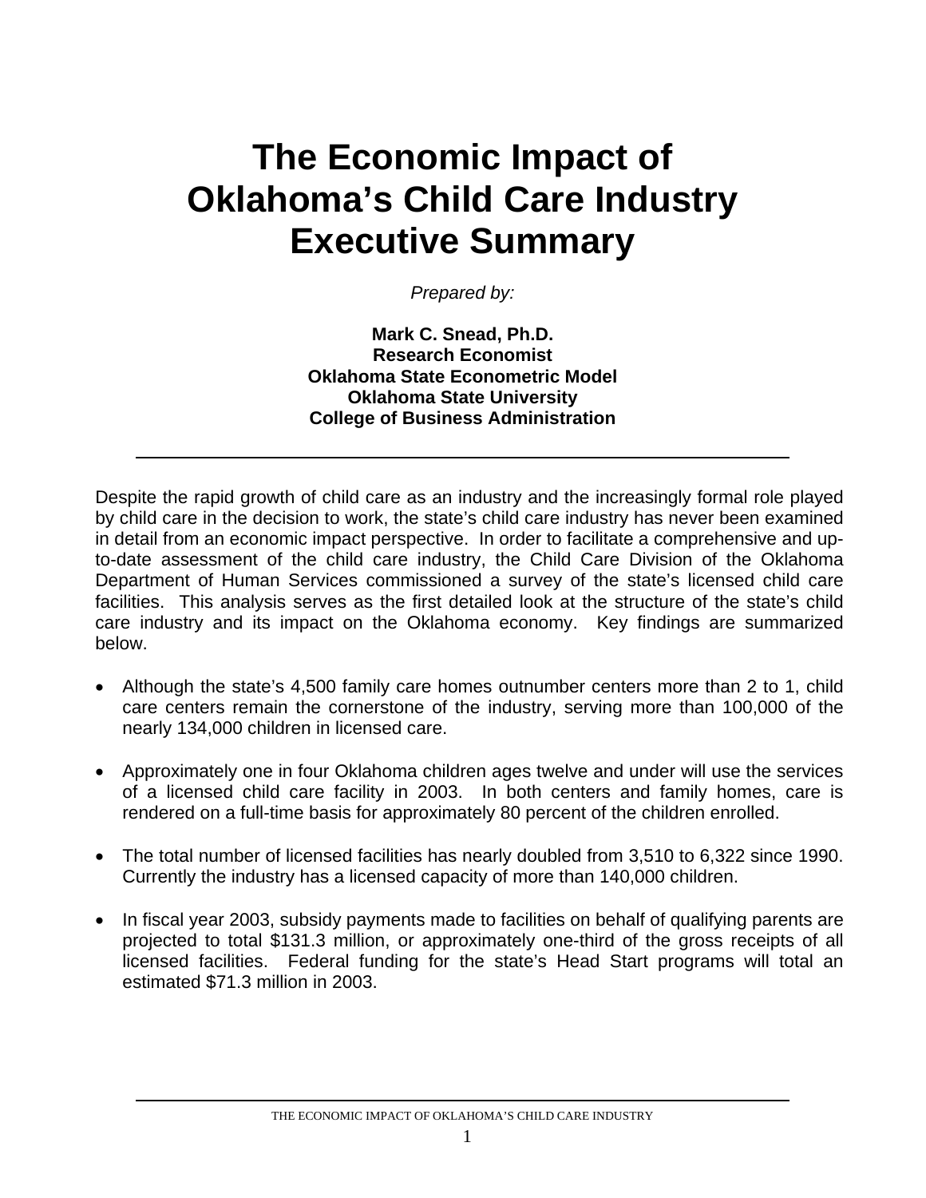# The Economic Impact of Oklahoma's Child Care Industry Executive Summary

*Prepared by:*

**Mark C. Snead, Ph.D.**
**Research Economist**
**Oklahoma State Econometric Model**
**Oklahoma State University**
**College of Business Administration**

---

Despite the rapid growth of child care as an industry and the increasingly formal role played by child care in the decision to work, the state's child care industry has never been examined in detail from an economic impact perspective. In order to facilitate a comprehensive and up-to-date assessment of the child care industry, the Child Care Division of the Oklahoma Department of Human Services commissioned a survey of the state's licensed child care facilities. This analysis serves as the first detailed look at the structure of the state's child care industry and its impact on the Oklahoma economy. Key findings are summarized below.

- Although the state's 4,500 family care homes outnumber centers more than 2 to 1, child care centers remain the cornerstone of the industry, serving more than 100,000 of the nearly 134,000 children in licensed care.

- Approximately one in four Oklahoma children ages twelve and under will use the services of a licensed child care facility in 2003. In both centers and family homes, care is rendered on a full-time basis for approximately 80 percent of the children enrolled.

- The total number of licensed facilities has nearly doubled from 3,510 to 6,322 since 1990. Currently the industry has a licensed capacity of more than 140,000 children.

- In fiscal year 2003, subsidy payments made to facilities on behalf of qualifying parents are projected to total $131.3 million, or approximately one-third of the gross receipts of all licensed facilities. Federal funding for the state's Head Start programs will total an estimated $71.3 million in 2003.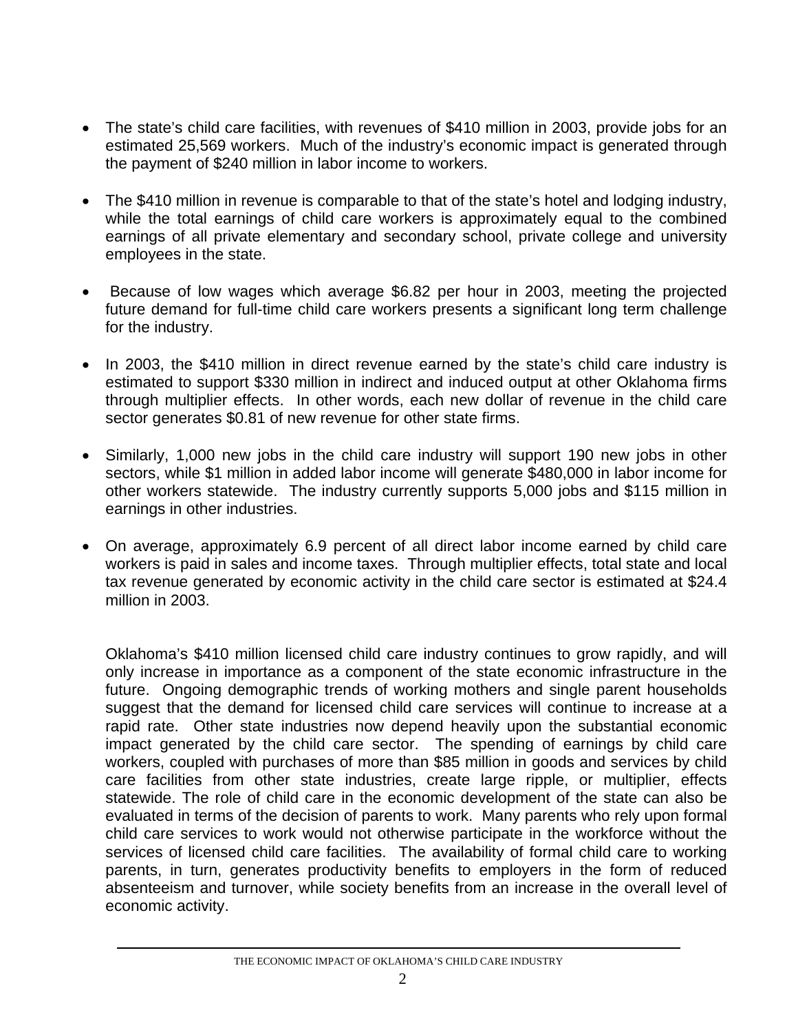- The state's child care facilities, with revenues of $410 million in 2003, provide jobs for an estimated 25,569 workers. Much of the industry's economic impact is generated through the payment of $240 million in labor income to workers.

- The $410 million in revenue is comparable to that of the state's hotel and lodging industry, while the total earnings of child care workers is approximately equal to the combined earnings of all private elementary and secondary school, private college and university employees in the state.

- Because of low wages which average $6.82 per hour in 2003, meeting the projected future demand for full-time child care workers presents a significant long term challenge for the industry.

- In 2003, the $410 million in direct revenue earned by the state's child care industry is estimated to support $330 million in indirect and induced output at other Oklahoma firms through multiplier effects. In other words, each new dollar of revenue in the child care sector generates $0.81 of new revenue for other state firms.

- Similarly, 1,000 new jobs in the child care industry will support 190 new jobs in other sectors, while $1 million in added labor income will generate $480,000 in labor income for other workers statewide. The industry currently supports 5,000 jobs and $115 million in earnings in other industries.

- On average, approximately 6.9 percent of all direct labor income earned by child care workers is paid in sales and income taxes. Through multiplier effects, total state and local tax revenue generated by economic activity in the child care sector is estimated at $24.4 million in 2003.

Oklahoma's $410 million licensed child care industry continues to grow rapidly, and will only increase in importance as a component of the state economic infrastructure in the future. Ongoing demographic trends of working mothers and single parent households suggest that the demand for licensed child care services will continue to increase at a rapid rate. Other state industries now depend heavily upon the substantial economic impact generated by the child care sector. The spending of earnings by child care workers, coupled with purchases of more than $85 million in goods and services by child care facilities from other state industries, create large ripple, or multiplier, effects statewide. The role of child care in the economic development of the state can also be evaluated in terms of the decision of parents to work. Many parents who rely upon formal child care services to work would not otherwise participate in the workforce without the services of licensed child care facilities. The availability of formal child care to working parents, in turn, generates productivity benefits to employers in the form of reduced absenteeism and turnover, while society benefits from an increase in the overall level of economic activity.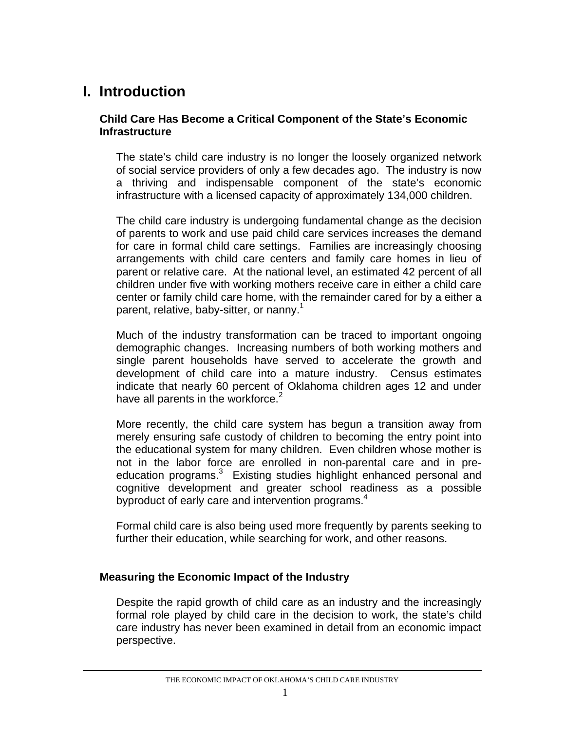# I. Introduction

## Child Care Has Become a Critical Component of the State's Economic Infrastructure

The state's child care industry is no longer the loosely organized network of social service providers of only a few decades ago. The industry is now a thriving and indispensable component of the state's economic infrastructure with a licensed capacity of approximately 134,000 children.

The child care industry is undergoing fundamental change as the decision of parents to work and use paid child care services increases the demand for care in formal child care settings. Families are increasingly choosing arrangements with child care centers and family care homes in lieu of parent or relative care. At the national level, an estimated 42 percent of all children under five with working mothers receive care in either a child care center or family child care home, with the remainder cared for by a either a parent, relative, baby-sitter, or nanny.[1]

Much of the industry transformation can be traced to important ongoing demographic changes. Increasing numbers of both working mothers and single parent households have served to accelerate the growth and development of child care into a mature industry. Census estimates indicate that nearly 60 percent of Oklahoma children ages 12 and under have all parents in the workforce.[2]

More recently, the child care system has begun a transition away from merely ensuring safe custody of children to becoming the entry point into the educational system for many children. Even children whose mother is not in the labor force are enrolled in non-parental care and in pre-education programs.[3] Existing studies highlight enhanced personal and cognitive development and greater school readiness as a possible byproduct of early care and intervention programs.[4]

Formal child care is also being used more frequently by parents seeking to further their education, while searching for work, and other reasons.

## Measuring the Economic Impact of the Industry

Despite the rapid growth of child care as an industry and the increasingly formal role played by child care in the decision to work, the state's child care industry has never been examined in detail from an economic impact perspective.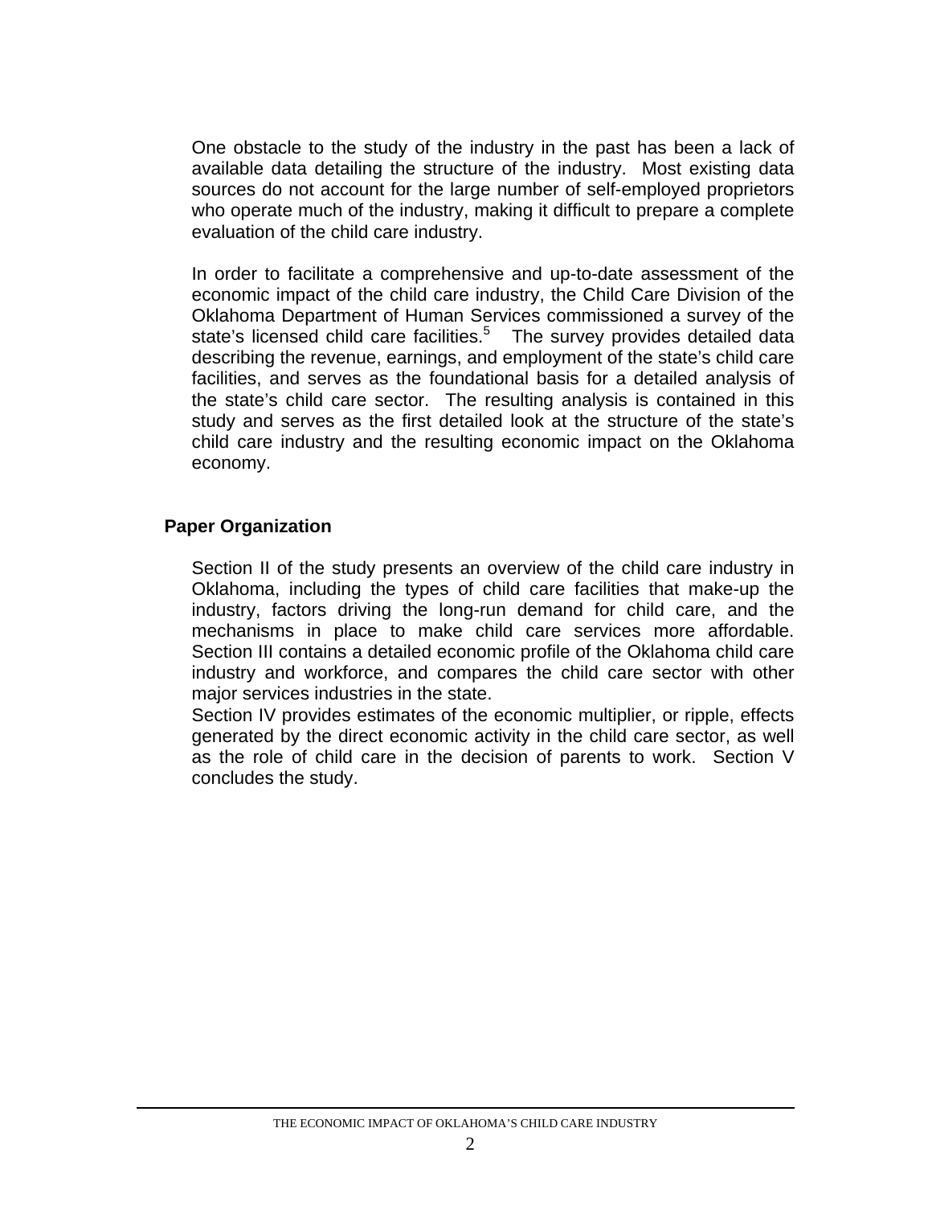One obstacle to the study of the industry in the past has been a lack of available data detailing the structure of the industry. Most existing data sources do not account for the large number of self-employed proprietors who operate much of the industry, making it difficult to prepare a complete evaluation of the child care industry.

In order to facilitate a comprehensive and up-to-date assessment of the economic impact of the child care industry, the Child Care Division of the Oklahoma Department of Human Services commissioned a survey of the state's licensed child care facilities.[5] The survey provides detailed data describing the revenue, earnings, and employment of the state's child care facilities, and serves as the foundational basis for a detailed analysis of the state's child care sector. The resulting analysis is contained in this study and serves as the first detailed look at the structure of the state's child care industry and the resulting economic impact on the Oklahoma economy.

## Paper Organization

Section II of the study presents an overview of the child care industry in Oklahoma, including the types of child care facilities that make-up the industry, factors driving the long-run demand for child care, and the mechanisms in place to make child care services more affordable. Section III contains a detailed economic profile of the Oklahoma child care industry and workforce, and compares the child care sector with other major services industries in the state.

Section IV provides estimates of the economic multiplier, or ripple, effects generated by the direct economic activity in the child care sector, as well as the role of child care in the decision of parents to work. Section V concludes the study.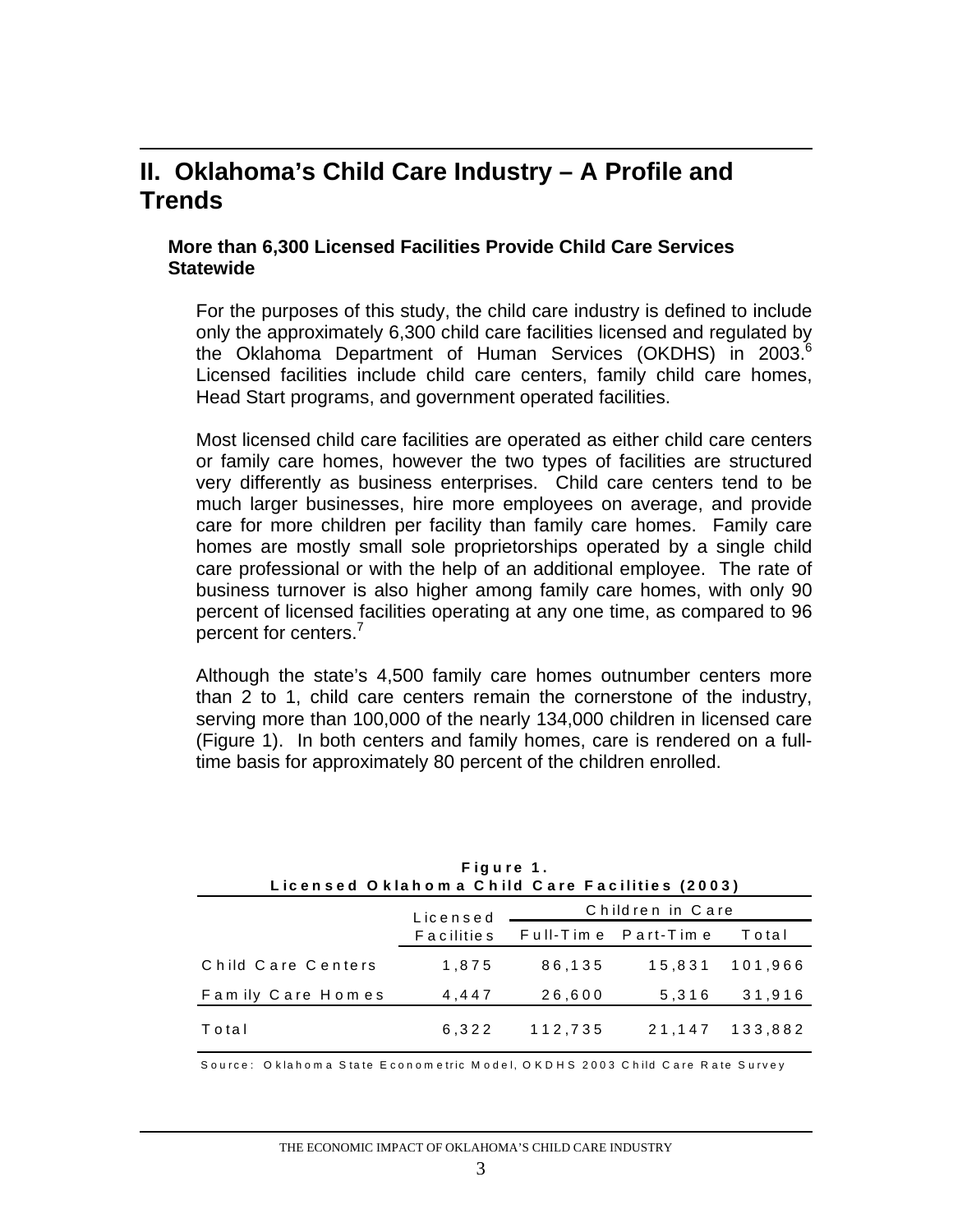## II. Oklahoma's Child Care Industry – A Profile and Trends

### More than 6,300 Licensed Facilities Provide Child Care Services Statewide

For the purposes of this study, the child care industry is defined to include only the approximately 6,300 child care facilities licensed and regulated by the Oklahoma Department of Human Services (OKDHS) in 2003.[6] Licensed facilities include child care centers, family child care homes, Head Start programs, and government operated facilities.

Most licensed child care facilities are operated as either child care centers or family care homes, however the two types of facilities are structured very differently as business enterprises. Child care centers tend to be much larger businesses, hire more employees on average, and provide care for more children per facility than family care homes. Family care homes are mostly small sole proprietorships operated by a single child care professional or with the help of an additional employee. The rate of business turnover is also higher among family care homes, with only 90 percent of licensed facilities operating at any one time, as compared to 96 percent for centers.[7]

Although the state's 4,500 family care homes outnumber centers more than 2 to 1, child care centers remain the cornerstone of the industry, serving more than 100,000 of the nearly 134,000 children in licensed care (Figure 1). In both centers and family homes, care is rendered on a full-time basis for approximately 80 percent of the children enrolled.

**Figure 1.**
**Licensed Oklahoma Child Care Facilities (2003)**

| | Licensed | Children in Care | | |
|---|---|---|---|---|
| | Facilities | Full-Time | Part-Time | Total |
| Child Care Centers | 1,875 | 86,135 | 15,831 | 101,966 |
| Family Care Homes | 4,447 | 26,600 | 5,316 | 31,916 |
| Total | 6,322 | 112,735 | 21,147 | 133,882 |

Source: Oklahoma State Econometric Model, OKDHS 2003 Child Care Rate Survey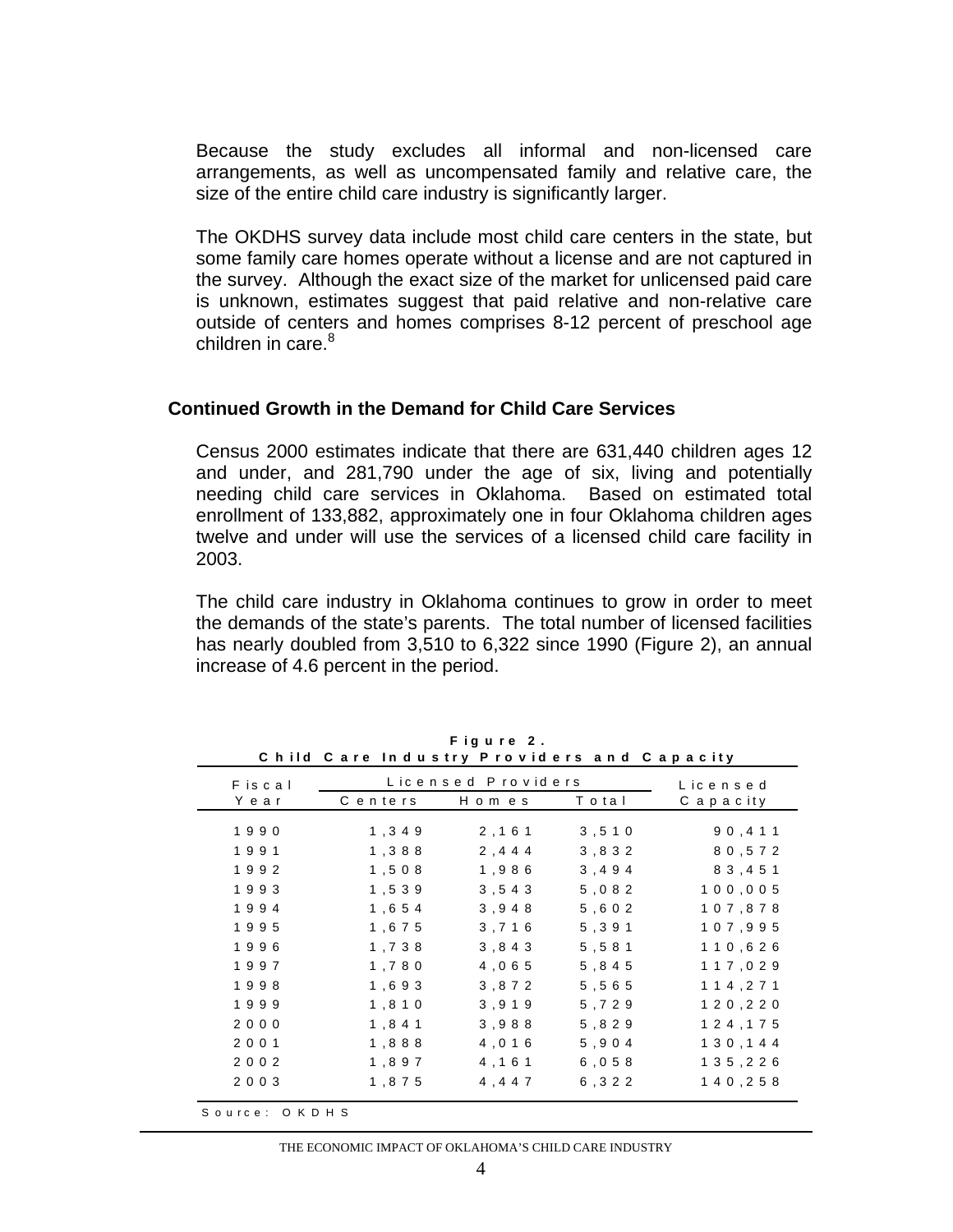Because the study excludes all informal and non-licensed care arrangements, as well as uncompensated family and relative care, the size of the entire child care industry is significantly larger.

The OKDHS survey data include most child care centers in the state, but some family care homes operate without a license and are not captured in the survey. Although the exact size of the market for unlicensed paid care is unknown, estimates suggest that paid relative and non-relative care outside of centers and homes comprises 8-12 percent of preschool age children in care.[8]

## Continued Growth in the Demand for Child Care Services

Census 2000 estimates indicate that there are 631,440 children ages 12 and under, and 281,790 under the age of six, living and potentially needing child care services in Oklahoma. Based on estimated total enrollment of 133,882, approximately one in four Oklahoma children ages twelve and under will use the services of a licensed child care facility in 2003.

The child care industry in Oklahoma continues to grow in order to meet the demands of the state's parents. The total number of licensed facilities has nearly doubled from 3,510 to 6,322 since 1990 (Figure 2), an annual increase of 4.6 percent in the period.

**Figure 2.**
**Child Care Industry Providers and Capacity**

| Fiscal Year | Licensed Providers | | | Licensed Capacity |
|---|---|---|---|---|
| | Centers | Homes | Total | |
| 1990 | 1,349 | 2,161 | 3,510 | 90,411 |
| 1991 | 1,388 | 2,444 | 3,832 | 80,572 |
| 1992 | 1,508 | 1,986 | 3,494 | 83,451 |
| 1993 | 1,539 | 3,543 | 5,082 | 100,005 |
| 1994 | 1,654 | 3,948 | 5,602 | 107,878 |
| 1995 | 1,675 | 3,716 | 5,391 | 107,995 |
| 1996 | 1,738 | 3,843 | 5,581 | 110,626 |
| 1997 | 1,780 | 4,065 | 5,845 | 117,029 |
| 1998 | 1,693 | 3,872 | 5,565 | 114,271 |
| 1999 | 1,810 | 3,919 | 5,729 | 120,220 |
| 2000 | 1,841 | 3,988 | 5,829 | 124,175 |
| 2001 | 1,888 | 4,016 | 5,904 | 130,144 |
| 2002 | 1,897 | 4,161 | 6,058 | 135,226 |
| 2003 | 1,875 | 4,447 | 6,322 | 140,258 |

Source: OKDHS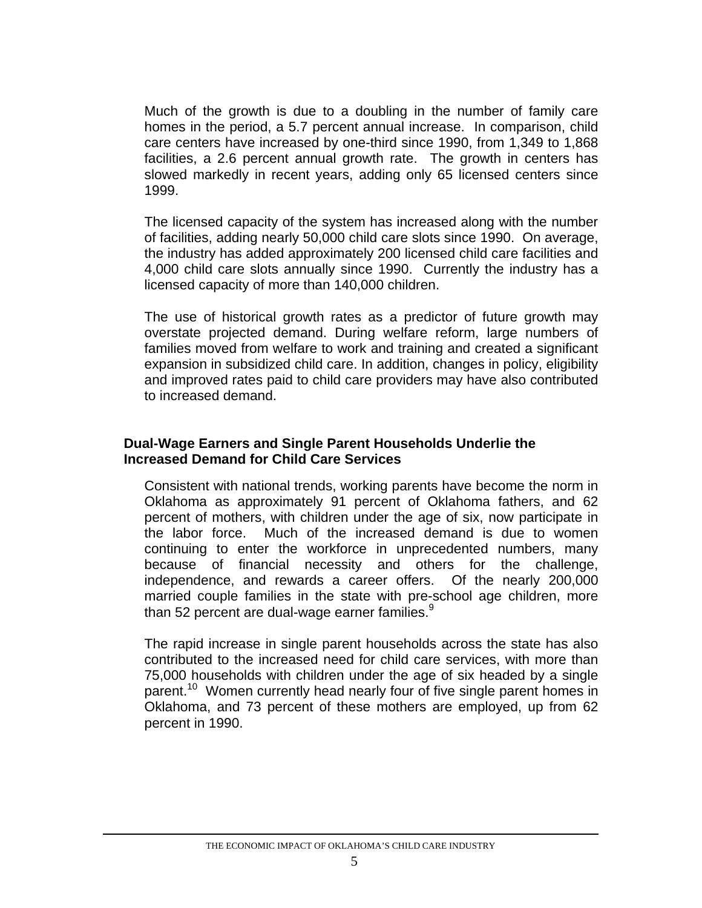Much of the growth is due to a doubling in the number of family care homes in the period, a 5.7 percent annual increase. In comparison, child care centers have increased by one-third since 1990, from 1,349 to 1,868 facilities, a 2.6 percent annual growth rate. The growth in centers has slowed markedly in recent years, adding only 65 licensed centers since 1999.

The licensed capacity of the system has increased along with the number of facilities, adding nearly 50,000 child care slots since 1990. On average, the industry has added approximately 200 licensed child care facilities and 4,000 child care slots annually since 1990. Currently the industry has a licensed capacity of more than 140,000 children.

The use of historical growth rates as a predictor of future growth may overstate projected demand. During welfare reform, large numbers of families moved from welfare to work and training and created a significant expansion in subsidized child care. In addition, changes in policy, eligibility and improved rates paid to child care providers may have also contributed to increased demand.

### Dual-Wage Earners and Single Parent Households Underlie the Increased Demand for Child Care Services

Consistent with national trends, working parents have become the norm in Oklahoma as approximately 91 percent of Oklahoma fathers, and 62 percent of mothers, with children under the age of six, now participate in the labor force. Much of the increased demand is due to women continuing to enter the workforce in unprecedented numbers, many because of financial necessity and others for the challenge, independence, and rewards a career offers. Of the nearly 200,000 married couple families in the state with pre-school age children, more than 52 percent are dual-wage earner families.[9]

The rapid increase in single parent households across the state has also contributed to the increased need for child care services, with more than 75,000 households with children under the age of six headed by a single parent.[10] Women currently head nearly four of five single parent homes in Oklahoma, and 73 percent of these mothers are employed, up from 62 percent in 1990.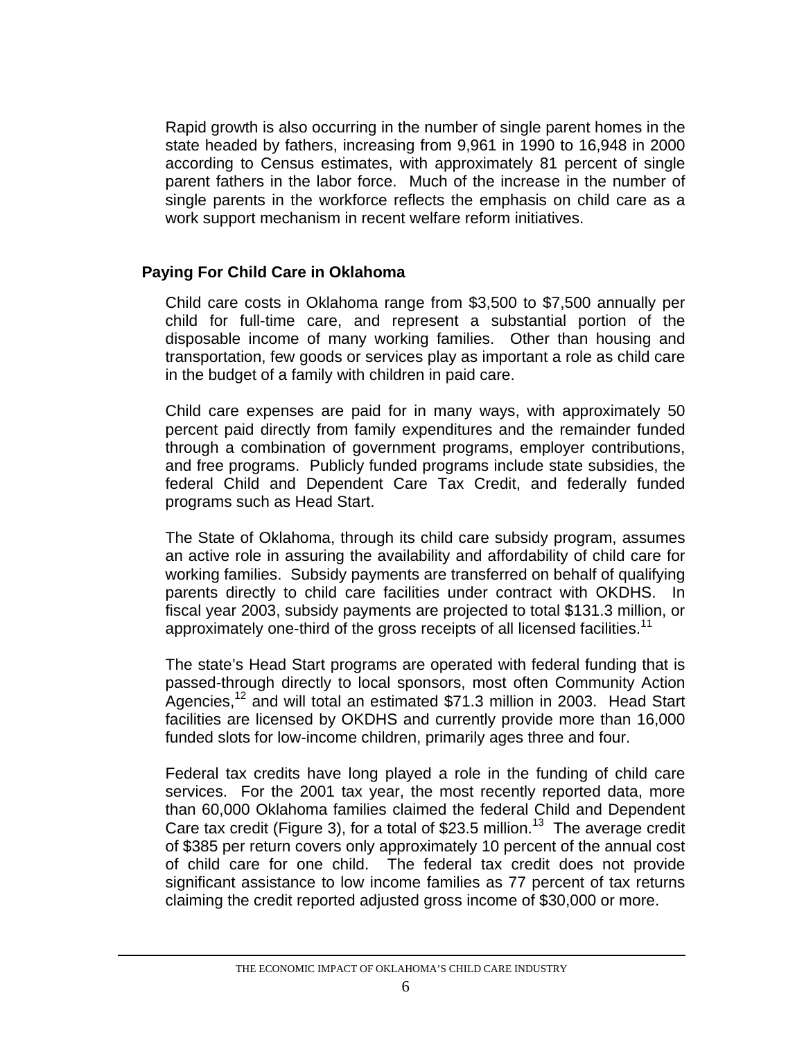Rapid growth is also occurring in the number of single parent homes in the state headed by fathers, increasing from 9,961 in 1990 to 16,948 in 2000 according to Census estimates, with approximately 81 percent of single parent fathers in the labor force. Much of the increase in the number of single parents in the workforce reflects the emphasis on child care as a work support mechanism in recent welfare reform initiatives.

## Paying For Child Care in Oklahoma

Child care costs in Oklahoma range from $3,500 to $7,500 annually per child for full-time care, and represent a substantial portion of the disposable income of many working families. Other than housing and transportation, few goods or services play as important a role as child care in the budget of a family with children in paid care.

Child care expenses are paid for in many ways, with approximately 50 percent paid directly from family expenditures and the remainder funded through a combination of government programs, employer contributions, and free programs. Publicly funded programs include state subsidies, the federal Child and Dependent Care Tax Credit, and federally funded programs such as Head Start.

The State of Oklahoma, through its child care subsidy program, assumes an active role in assuring the availability and affordability of child care for working families. Subsidy payments are transferred on behalf of qualifying parents directly to child care facilities under contract with OKDHS. In fiscal year 2003, subsidy payments are projected to total $131.3 million, or approximately one-third of the gross receipts of all licensed facilities.[11]

The state's Head Start programs are operated with federal funding that is passed-through directly to local sponsors, most often Community Action Agencies,[12] and will total an estimated $71.3 million in 2003. Head Start facilities are licensed by OKDHS and currently provide more than 16,000 funded slots for low-income children, primarily ages three and four.

Federal tax credits have long played a role in the funding of child care services. For the 2001 tax year, the most recently reported data, more than 60,000 Oklahoma families claimed the federal Child and Dependent Care tax credit (Figure 3), for a total of $23.5 million.[13] The average credit of $385 per return covers only approximately 10 percent of the annual cost of child care for one child. The federal tax credit does not provide significant assistance to low income families as 77 percent of tax returns claiming the credit reported adjusted gross income of $30,000 or more.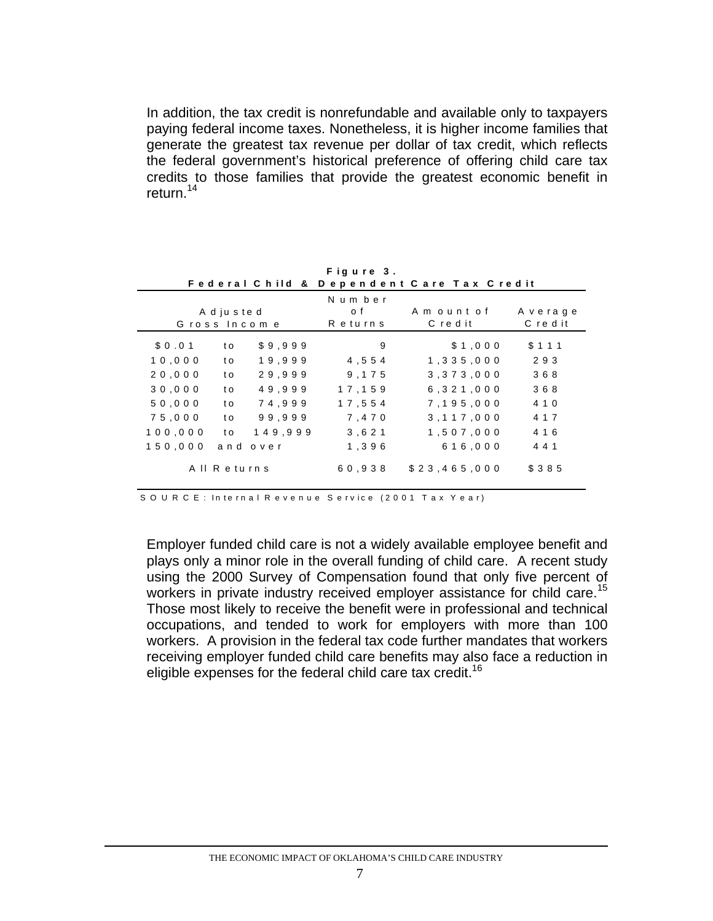In addition, the tax credit is nonrefundable and available only to taxpayers paying federal income taxes. Nonetheless, it is higher income families that generate the greatest tax revenue per dollar of tax credit, which reflects the federal government's historical preference of offering child care tax credits to those families that provide the greatest economic benefit in return.[14]

**Figure 3.**
**Federal Child & Dependent Care Tax Credit**

| Adjusted Gross Income | Number of Returns | Amount of Credit | Average Credit |
|---|---|---|---|
| $0.01 to $9,999 | 9 | $1,000 | $111 |
| 10,000 to 19,999 | 4,554 | 1,335,000 | 293 |
| 20,000 to 29,999 | 9,175 | 3,373,000 | 368 |
| 30,000 to 49,999 | 17,159 | 6,321,000 | 368 |
| 50,000 to 74,999 | 17,554 | 7,195,000 | 410 |
| 75,000 to 99,999 | 7,470 | 3,117,000 | 417 |
| 100,000 to 149,999 | 3,621 | 1,507,000 | 416 |
| 150,000 and over | 1,396 | 616,000 | 441 |
| All Returns | 60,938 | $23,465,000 | $385 |

SOURCE: Internal Revenue Service (2001 Tax Year)

Employer funded child care is not a widely available employee benefit and plays only a minor role in the overall funding of child care. A recent study using the 2000 Survey of Compensation found that only five percent of workers in private industry received employer assistance for child care.[15] Those most likely to receive the benefit were in professional and technical occupations, and tended to work for employers with more than 100 workers. A provision in the federal tax code further mandates that workers receiving employer funded child care benefits may also face a reduction in eligible expenses for the federal child care tax credit.[16]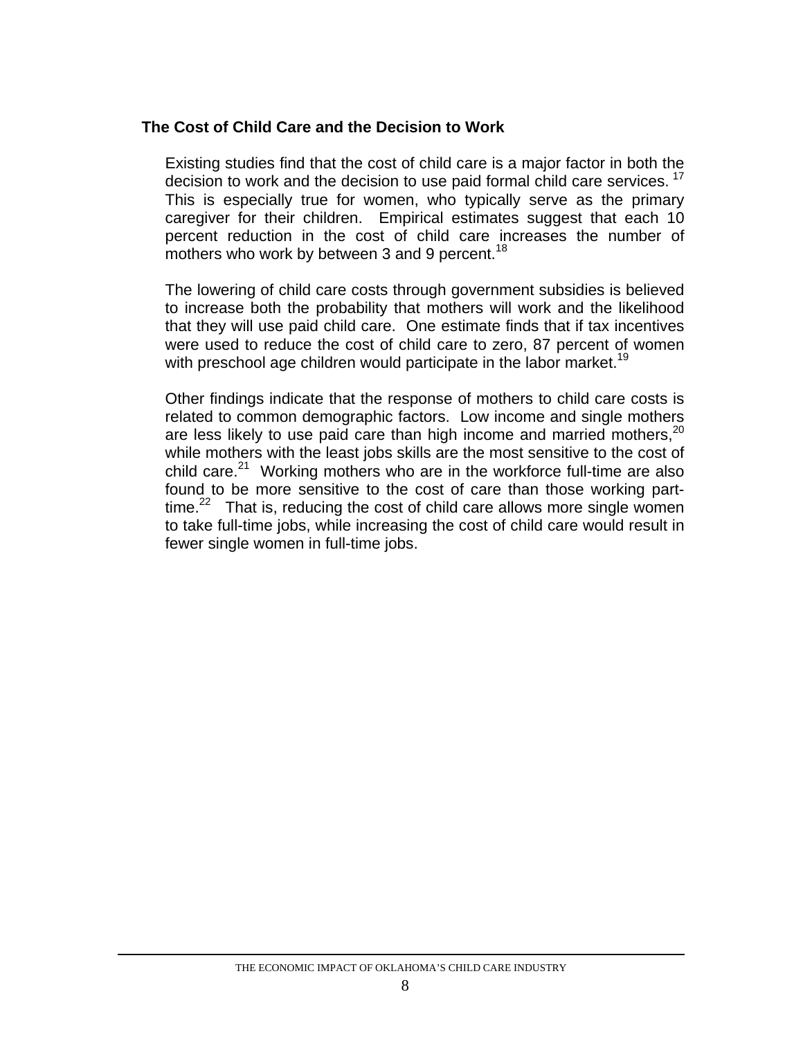### The Cost of Child Care and the Decision to Work

Existing studies find that the cost of child care is a major factor in both the decision to work and the decision to use paid formal child care services. [17] This is especially true for women, who typically serve as the primary caregiver for their children. Empirical estimates suggest that each 10 percent reduction in the cost of child care increases the number of mothers who work by between 3 and 9 percent.[18]

The lowering of child care costs through government subsidies is believed to increase both the probability that mothers will work and the likelihood that they will use paid child care. One estimate finds that if tax incentives were used to reduce the cost of child care to zero, 87 percent of women with preschool age children would participate in the labor market.[19]

Other findings indicate that the response of mothers to child care costs is related to common demographic factors. Low income and single mothers are less likely to use paid care than high income and married mothers,[20] while mothers with the least jobs skills are the most sensitive to the cost of child care.[21] Working mothers who are in the workforce full-time are also found to be more sensitive to the cost of care than those working part-time.[22] That is, reducing the cost of child care allows more single women to take full-time jobs, while increasing the cost of child care would result in fewer single women in full-time jobs.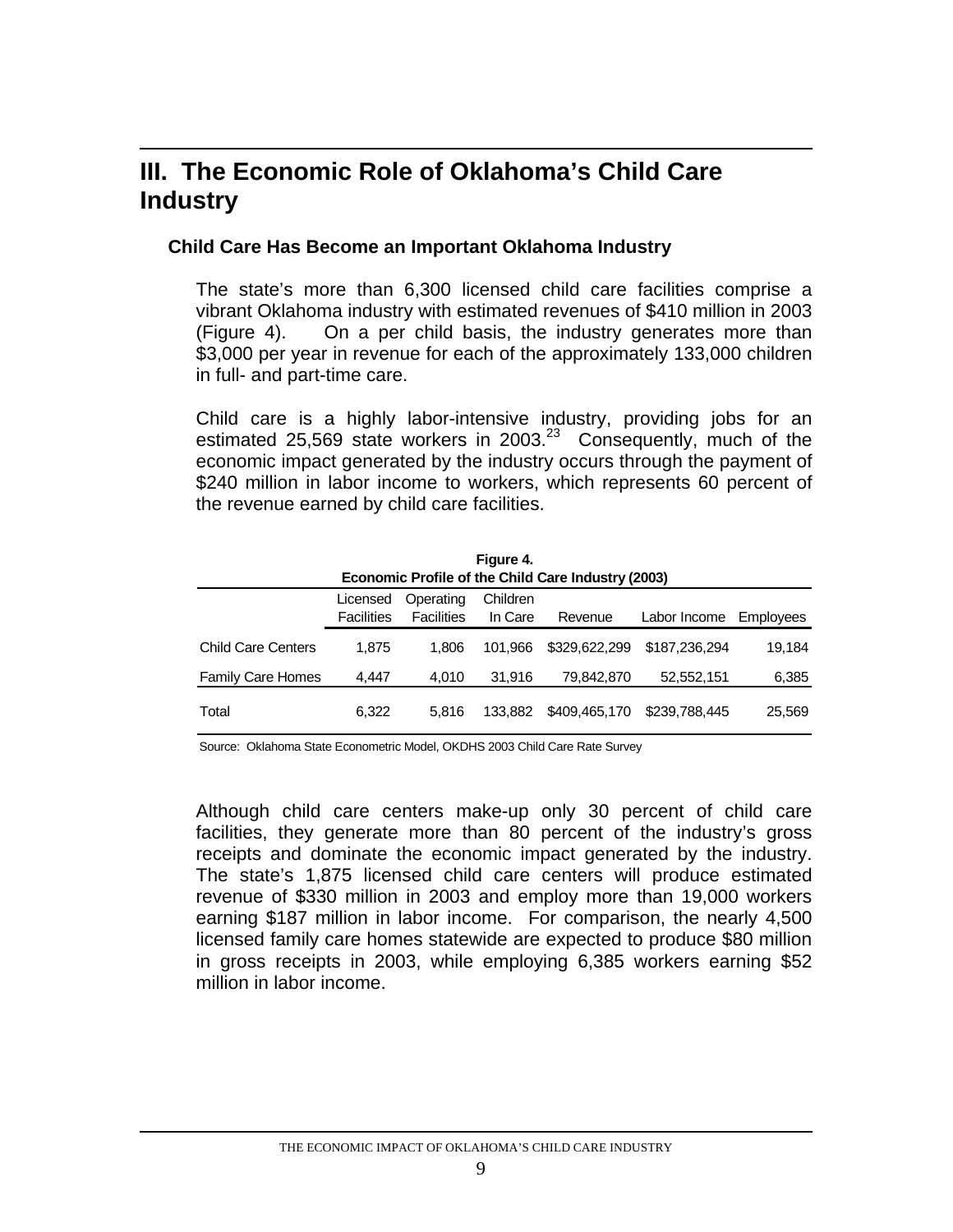# III. The Economic Role of Oklahoma's Child Care Industry

### Child Care Has Become an Important Oklahoma Industry

The state's more than 6,300 licensed child care facilities comprise a vibrant Oklahoma industry with estimated revenues of $410 million in 2003 (Figure 4). On a per child basis, the industry generates more than $3,000 per year in revenue for each of the approximately 133,000 children in full- and part-time care.

Child care is a highly labor-intensive industry, providing jobs for an estimated 25,569 state workers in 2003.[23] Consequently, much of the economic impact generated by the industry occurs through the payment of $240 million in labor income to workers, which represents 60 percent of the revenue earned by child care facilities.

**Figure 4.**
**Economic Profile of the Child Care Industry (2003)**

| | Licensed Facilities | Operating Facilities | Children In Care | Revenue | Labor Income | Employees |
|---|---|---|---|---|---|---|
| Child Care Centers | 1,875 | 1,806 | 101,966 | $329,622,299 | $187,236,294 | 19,184 |
| Family Care Homes | 4,447 | 4,010 | 31,916 | 79,842,870 | 52,552,151 | 6,385 |
| Total | 6,322 | 5,816 | 133,882 | $409,465,170 | $239,788,445 | 25,569 |

Source: Oklahoma State Econometric Model, OKDHS 2003 Child Care Rate Survey

Although child care centers make-up only 30 percent of child care facilities, they generate more than 80 percent of the industry's gross receipts and dominate the economic impact generated by the industry. The state's 1,875 licensed child care centers will produce estimated revenue of $330 million in 2003 and employ more than 19,000 workers earning $187 million in labor income. For comparison, the nearly 4,500 licensed family care homes statewide are expected to produce $80 million in gross receipts in 2003, while employing 6,385 workers earning $52 million in labor income.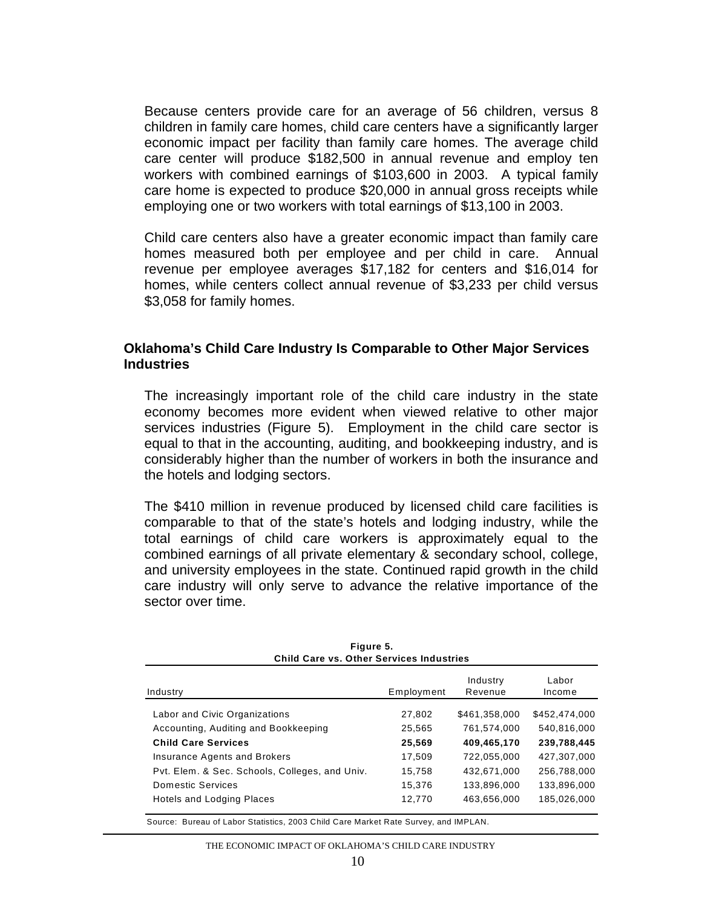Because centers provide care for an average of 56 children, versus 8 children in family care homes, child care centers have a significantly larger economic impact per facility than family care homes. The average child care center will produce $182,500 in annual revenue and employ ten workers with combined earnings of $103,600 in 2003. A typical family care home is expected to produce $20,000 in annual gross receipts while employing one or two workers with total earnings of $13,100 in 2003.

Child care centers also have a greater economic impact than family care homes measured both per employee and per child in care. Annual revenue per employee averages $17,182 for centers and $16,014 for homes, while centers collect annual revenue of $3,233 per child versus $3,058 for family homes.

## Oklahoma's Child Care Industry Is Comparable to Other Major Services Industries

The increasingly important role of the child care industry in the state economy becomes more evident when viewed relative to other major services industries (Figure 5). Employment in the child care sector is equal to that in the accounting, auditing, and bookkeeping industry, and is considerably higher than the number of workers in both the insurance and the hotels and lodging sectors.

The $410 million in revenue produced by licensed child care facilities is comparable to that of the state's hotels and lodging industry, while the total earnings of child care workers is approximately equal to the combined earnings of all private elementary & secondary school, college, and university employees in the state. Continued rapid growth in the child care industry will only serve to advance the relative importance of the sector over time.

**Figure 5.**
**Child Care vs. Other Services Industries**

| Industry | Employment | Industry Revenue | Labor Income |
|---|---|---|---|
| Labor and Civic Organizations | 27,802 | $461,358,000 | $452,474,000 |
| Accounting, Auditing and Bookkeeping | 25,565 | 761,574,000 | 540,816,000 |
| **Child Care Services** | **25,569** | **409,465,170** | **239,788,445** |
| Insurance Agents and Brokers | 17,509 | 722,055,000 | 427,307,000 |
| Pvt. Elem. & Sec. Schools, Colleges, and Univ. | 15,758 | 432,671,000 | 256,788,000 |
| Domestic Services | 15,376 | 133,896,000 | 133,896,000 |
| Hotels and Lodging Places | 12,770 | 463,656,000 | 185,026,000 |

Source: Bureau of Labor Statistics, 2003 Child Care Market Rate Survey, and IMPLAN.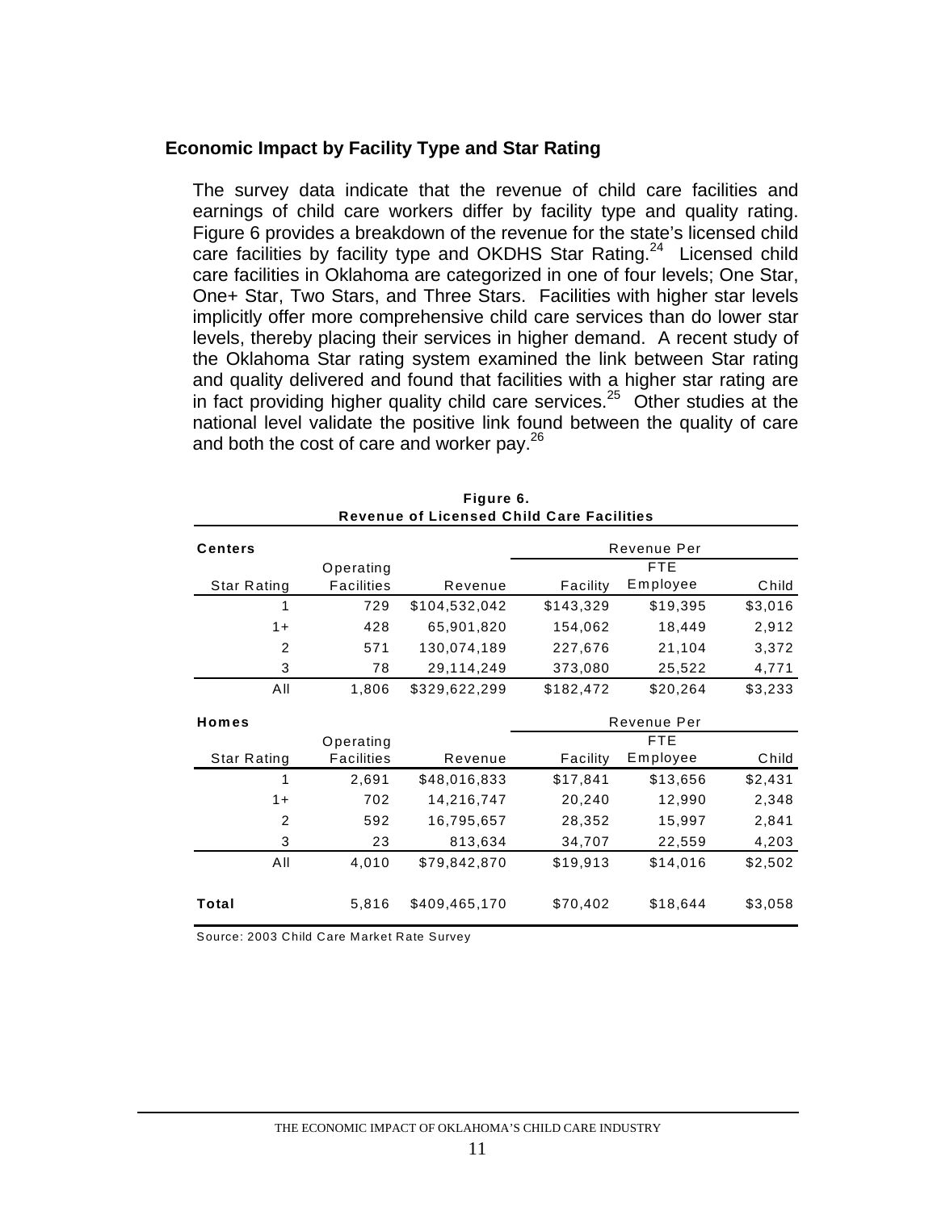### Economic Impact by Facility Type and Star Rating

The survey data indicate that the revenue of child care facilities and earnings of child care workers differ by facility type and quality rating. Figure 6 provides a breakdown of the revenue for the state's licensed child care facilities by facility type and OKDHS Star Rating.[24] Licensed child care facilities in Oklahoma are categorized in one of four levels; One Star, One+ Star, Two Stars, and Three Stars. Facilities with higher star levels implicitly offer more comprehensive child care services than do lower star levels, thereby placing their services in higher demand. A recent study of the Oklahoma Star rating system examined the link between Star rating and quality delivered and found that facilities with a higher star rating are in fact providing higher quality child care services.[25] Other studies at the national level validate the positive link found between the quality of care and both the cost of care and worker pay.[26]

**Figure 6.**
**Revenue of Licensed Child Care Facilities**

| **Centers** | | | Revenue Per | | |
|---|---|---|---|---|---|
| Star Rating | Operating Facilities | Revenue | Facility | FTE Employee | Child |
| 1 | 729 | $104,532,042 | $143,329 | $19,395 | $3,016 |
| 1+ | 428 | 65,901,820 | 154,062 | 18,449 | 2,912 |
| 2 | 571 | 130,074,189 | 227,676 | 21,104 | 3,372 |
| 3 | 78 | 29,114,249 | 373,080 | 25,522 | 4,771 |
| All | 1,806 | $329,622,299 | $182,472 | $20,264 | $3,233 |
| **Homes** | | | Revenue Per | | |
| Star Rating | Operating Facilities | Revenue | Facility | FTE Employee | Child |
| 1 | 2,691 | $48,016,833 | $17,841 | $13,656 | $2,431 |
| 1+ | 702 | 14,216,747 | 20,240 | 12,990 | 2,348 |
| 2 | 592 | 16,795,657 | 28,352 | 15,997 | 2,841 |
| 3 | 23 | 813,634 | 34,707 | 22,559 | 4,203 |
| All | 4,010 | $79,842,870 | $19,913 | $14,016 | $2,502 |
| **Total** | 5,816 | $409,465,170 | $70,402 | $18,644 | $3,058 |

Source: 2003 Child Care Market Rate Survey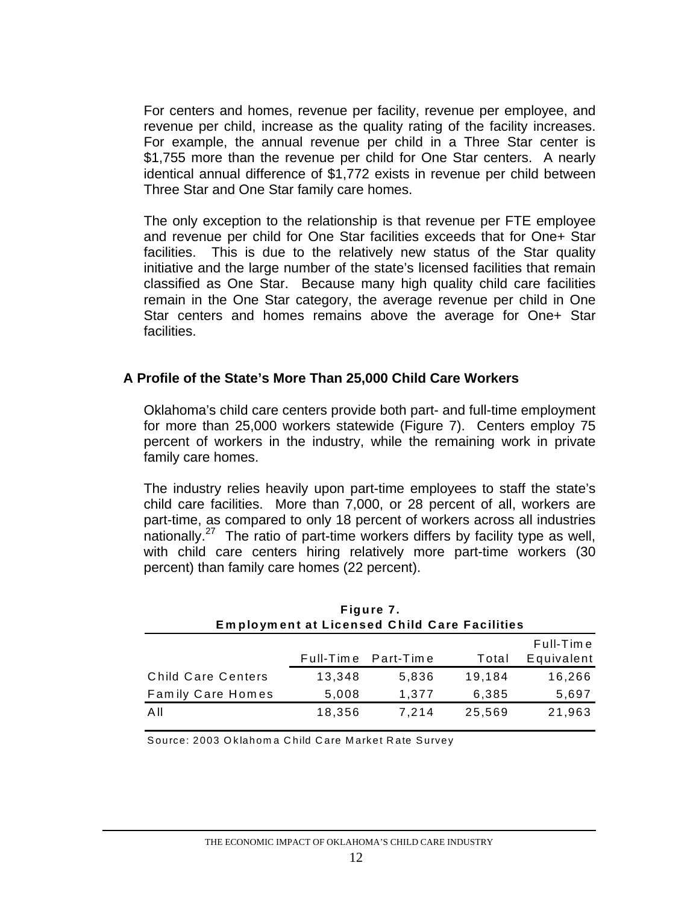For centers and homes, revenue per facility, revenue per employee, and revenue per child, increase as the quality rating of the facility increases. For example, the annual revenue per child in a Three Star center is $1,755 more than the revenue per child for One Star centers. A nearly identical annual difference of $1,772 exists in revenue per child between Three Star and One Star family care homes.

The only exception to the relationship is that revenue per FTE employee and revenue per child for One Star facilities exceeds that for One+ Star facilities. This is due to the relatively new status of the Star quality initiative and the large number of the state's licensed facilities that remain classified as One Star. Because many high quality child care facilities remain in the One Star category, the average revenue per child in One Star centers and homes remains above the average for One+ Star facilities.

## A Profile of the State's More Than 25,000 Child Care Workers

Oklahoma's child care centers provide both part- and full-time employment for more than 25,000 workers statewide (Figure 7). Centers employ 75 percent of workers in the industry, while the remaining work in private family care homes.

The industry relies heavily upon part-time employees to staff the state's child care facilities. More than 7,000, or 28 percent of all, workers are part-time, as compared to only 18 percent of workers across all industries nationally.[27] The ratio of part-time workers differs by facility type as well, with child care centers hiring relatively more part-time workers (30 percent) than family care homes (22 percent).

**Figure 7.**
**Employment at Licensed Child Care Facilities**

| | Full-Time | Part-Time | Total | Full-Time Equivalent |
|---|---|---|---|---|
| Child Care Centers | 13,348 | 5,836 | 19,184 | 16,266 |
| Family Care Homes | 5,008 | 1,377 | 6,385 | 5,697 |
| All | 18,356 | 7,214 | 25,569 | 21,963 |

Source: 2003 Oklahoma Child Care Market Rate Survey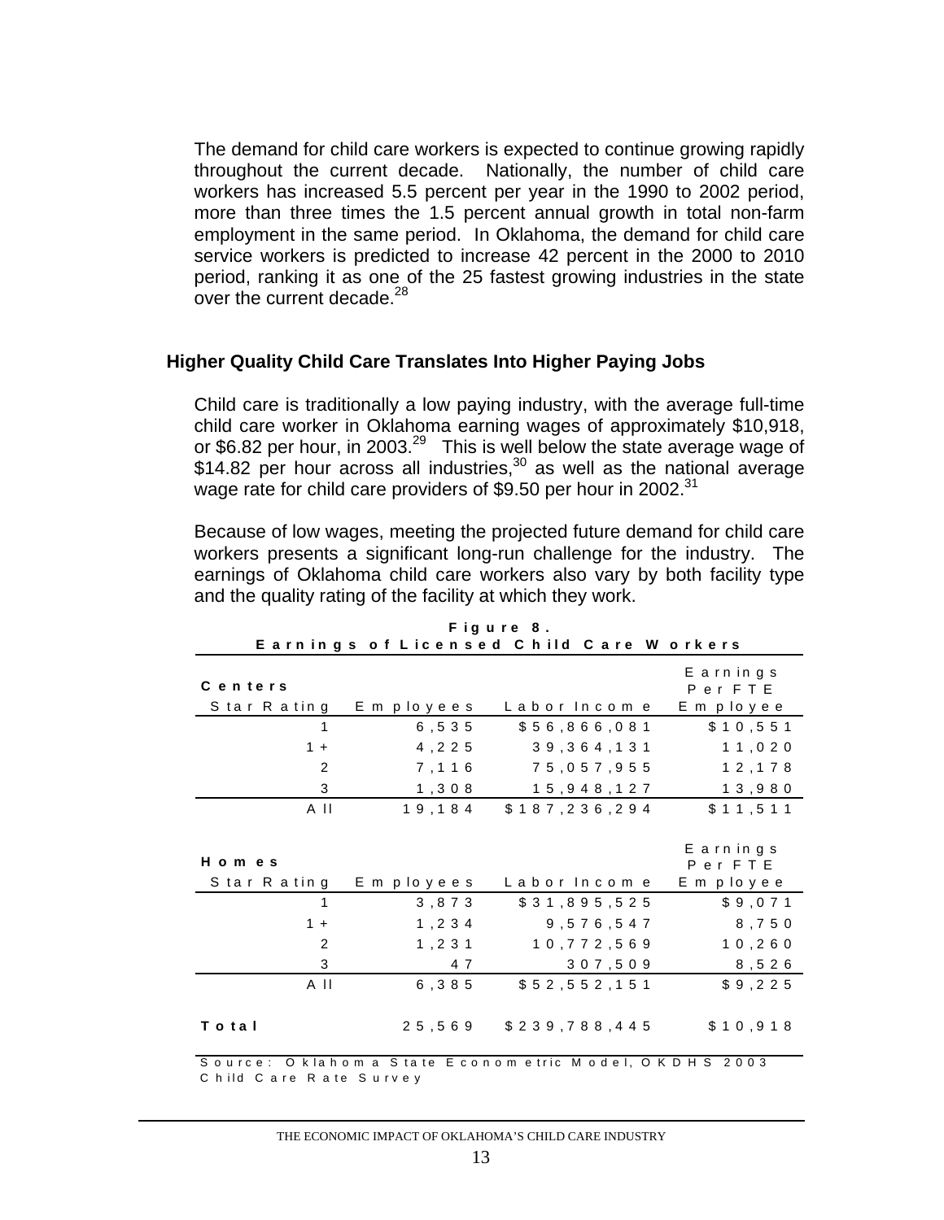The demand for child care workers is expected to continue growing rapidly throughout the current decade. Nationally, the number of child care workers has increased 5.5 percent per year in the 1990 to 2002 period, more than three times the 1.5 percent annual growth in total non-farm employment in the same period. In Oklahoma, the demand for child care service workers is predicted to increase 42 percent in the 2000 to 2010 period, ranking it as one of the 25 fastest growing industries in the state over the current decade.[28]

## Higher Quality Child Care Translates Into Higher Paying Jobs

Child care is traditionally a low paying industry, with the average full-time child care worker in Oklahoma earning wages of approximately $10,918, or $6.82 per hour, in 2003.[29] This is well below the state average wage of $14.82 per hour across all industries,[30] as well as the national average wage rate for child care providers of $9.50 per hour in 2002.[31]

Because of low wages, meeting the projected future demand for child care workers presents a significant long-run challenge for the industry. The earnings of Oklahoma child care workers also vary by both facility type and the quality rating of the facility at which they work.

**Figure 8.**
**Earnings of Licensed Child Care Workers**

| **Centers**<br>Star Rating | Employees | Labor Income | Earnings Per FTE Employee |
|---|---|---|---|
| 1 | 6,535 | $56,866,081 | $10,551 |
| 1+ | 4,225 | 39,364,131 | 11,020 |
| 2 | 7,116 | 75,057,955 | 12,178 |
| 3 | 1,308 | 15,948,127 | 13,980 |
| All | 19,184 | $187,236,294 | $11,511 |
| **Homes**<br>Star Rating | Employees | Labor Income | Earnings Per FTE Employee |
| 1 | 3,873 | $31,895,525 | $9,071 |
| 1+ | 1,234 | 9,576,547 | 8,750 |
| 2 | 1,231 | 10,772,569 | 10,260 |
| 3 | 47 | 307,509 | 8,526 |
| All | 6,385 | $52,552,151 | $9,225 |
| **Total** | 25,569 | $239,788,445 | $10,918 |

Source: Oklahoma State Econometric Model, OKDHS 2003 Child Care Rate Survey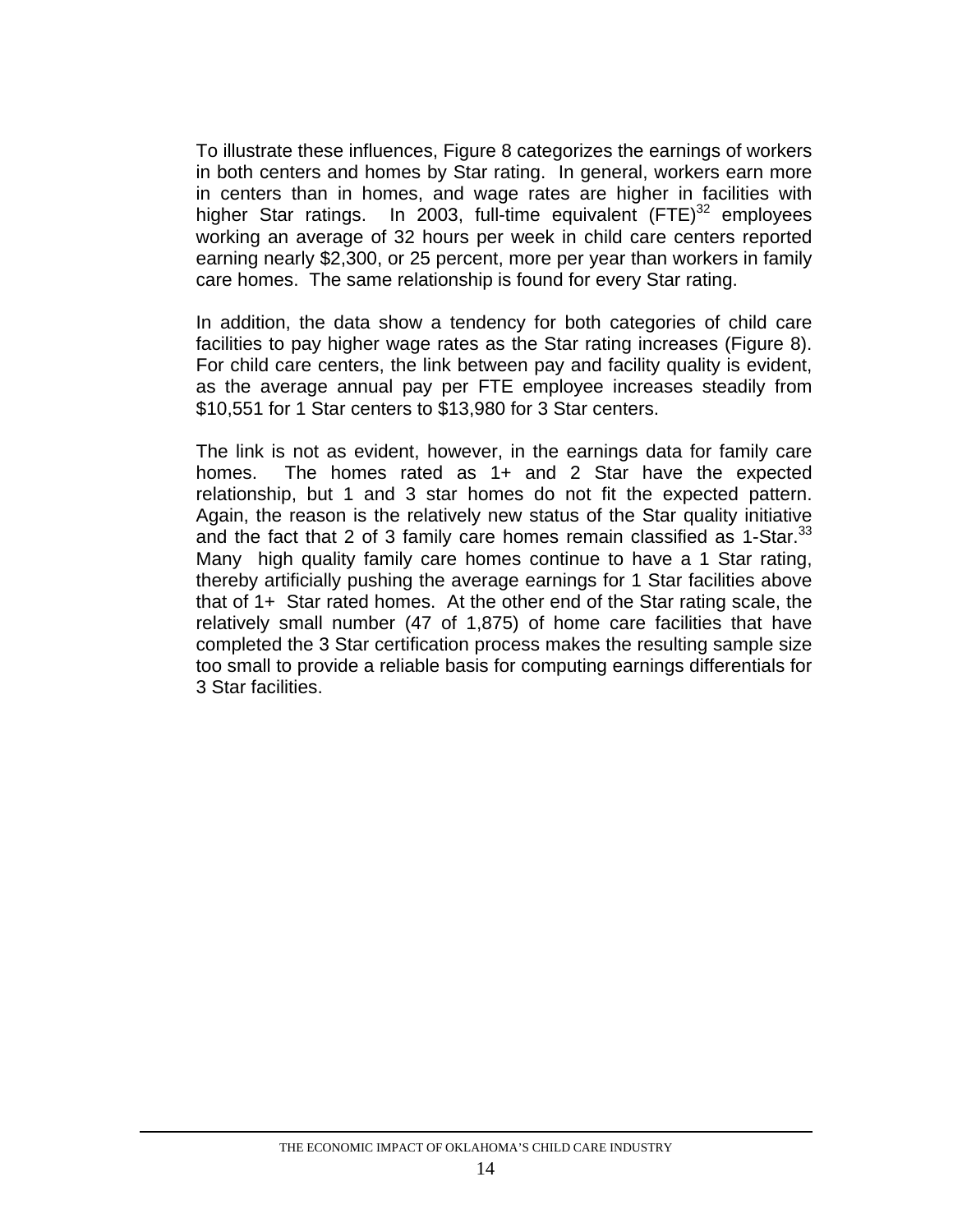To illustrate these influences, Figure 8 categorizes the earnings of workers in both centers and homes by Star rating. In general, workers earn more in centers than in homes, and wage rates are higher in facilities with higher Star ratings. In 2003, full-time equivalent (FTE)[32] employees working an average of 32 hours per week in child care centers reported earning nearly $2,300, or 25 percent, more per year than workers in family care homes. The same relationship is found for every Star rating.

In addition, the data show a tendency for both categories of child care facilities to pay higher wage rates as the Star rating increases (Figure 8). For child care centers, the link between pay and facility quality is evident, as the average annual pay per FTE employee increases steadily from $10,551 for 1 Star centers to $13,980 for 3 Star centers.

The link is not as evident, however, in the earnings data for family care homes. The homes rated as 1+ and 2 Star have the expected relationship, but 1 and 3 star homes do not fit the expected pattern. Again, the reason is the relatively new status of the Star quality initiative and the fact that 2 of 3 family care homes remain classified as 1-Star.[33] Many high quality family care homes continue to have a 1 Star rating, thereby artificially pushing the average earnings for 1 Star facilities above that of 1+ Star rated homes. At the other end of the Star rating scale, the relatively small number (47 of 1,875) of home care facilities that have completed the 3 Star certification process makes the resulting sample size too small to provide a reliable basis for computing earnings differentials for 3 Star facilities.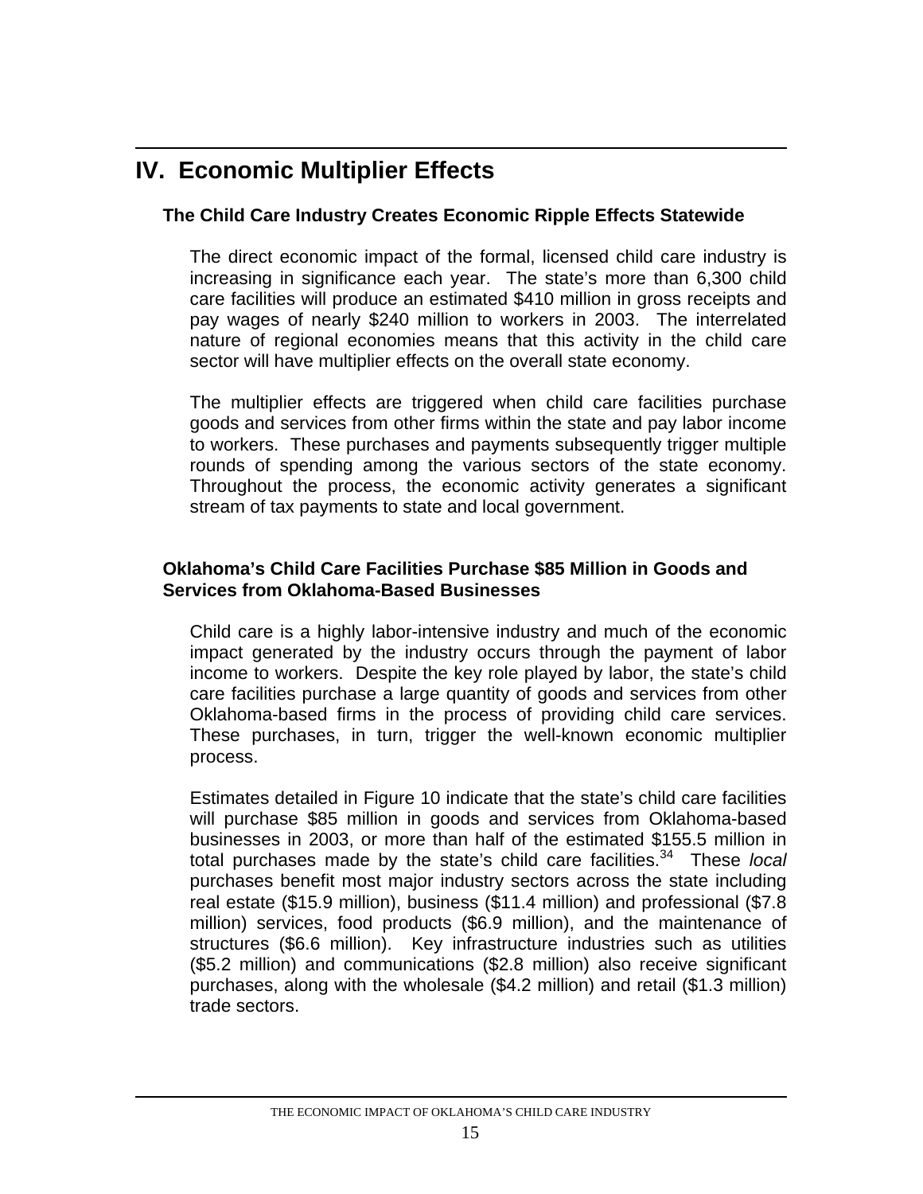# IV. Economic Multiplier Effects

### The Child Care Industry Creates Economic Ripple Effects Statewide

The direct economic impact of the formal, licensed child care industry is increasing in significance each year. The state's more than 6,300 child care facilities will produce an estimated $410 million in gross receipts and pay wages of nearly $240 million to workers in 2003. The interrelated nature of regional economies means that this activity in the child care sector will have multiplier effects on the overall state economy.

The multiplier effects are triggered when child care facilities purchase goods and services from other firms within the state and pay labor income to workers. These purchases and payments subsequently trigger multiple rounds of spending among the various sectors of the state economy. Throughout the process, the economic activity generates a significant stream of tax payments to state and local government.

### Oklahoma's Child Care Facilities Purchase $85 Million in Goods and Services from Oklahoma-Based Businesses

Child care is a highly labor-intensive industry and much of the economic impact generated by the industry occurs through the payment of labor income to workers. Despite the key role played by labor, the state's child care facilities purchase a large quantity of goods and services from other Oklahoma-based firms in the process of providing child care services. These purchases, in turn, trigger the well-known economic multiplier process.

Estimates detailed in Figure 10 indicate that the state's child care facilities will purchase $85 million in goods and services from Oklahoma-based businesses in 2003, or more than half of the estimated $155.5 million in total purchases made by the state's child care facilities.[34] These *local* purchases benefit most major industry sectors across the state including real estate ($15.9 million), business ($11.4 million) and professional ($7.8 million) services, food products ($6.9 million), and the maintenance of structures ($6.6 million). Key infrastructure industries such as utilities ($5.2 million) and communications ($2.8 million) also receive significant purchases, along with the wholesale ($4.2 million) and retail ($1.3 million) trade sectors.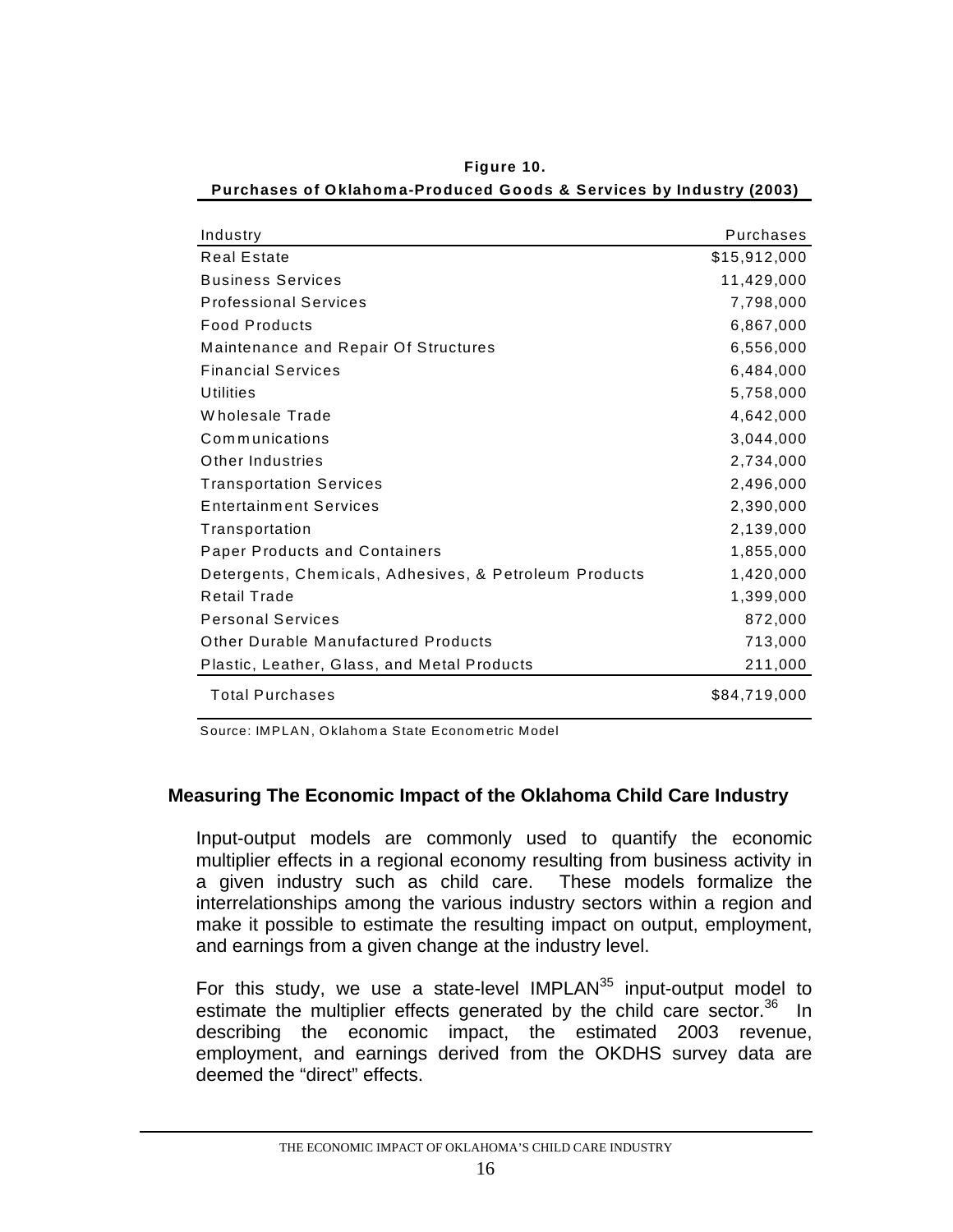**Figure 10.**

**Purchases of Oklahoma-Produced Goods & Services by Industry (2003)**

| Industry | Purchases |
|---|---|
| Real Estate | $15,912,000 |
| Business Services | 11,429,000 |
| Professional Services | 7,798,000 |
| Food Products | 6,867,000 |
| Maintenance and Repair Of Structures | 6,556,000 |
| Financial Services | 6,484,000 |
| Utilities | 5,758,000 |
| Wholesale Trade | 4,642,000 |
| Communications | 3,044,000 |
| Other Industries | 2,734,000 |
| Transportation Services | 2,496,000 |
| Entertainment Services | 2,390,000 |
| Transportation | 2,139,000 |
| Paper Products and Containers | 1,855,000 |
| Detergents, Chemicals, Adhesives, & Petroleum Products | 1,420,000 |
| Retail Trade | 1,399,000 |
| Personal Services | 872,000 |
| Other Durable Manufactured Products | 713,000 |
| Plastic, Leather, Glass, and Metal Products | 211,000 |
| Total Purchases | $84,719,000 |

Source: IMPLAN, Oklahoma State Econometric Model

## Measuring The Economic Impact of the Oklahoma Child Care Industry

Input-output models are commonly used to quantify the economic multiplier effects in a regional economy resulting from business activity in a given industry such as child care. These models formalize the interrelationships among the various industry sectors within a region and make it possible to estimate the resulting impact on output, employment, and earnings from a given change at the industry level.

For this study, we use a state-level IMPLAN[35] input-output model to estimate the multiplier effects generated by the child care sector.[36] In describing the economic impact, the estimated 2003 revenue, employment, and earnings derived from the OKDHS survey data are deemed the "direct" effects.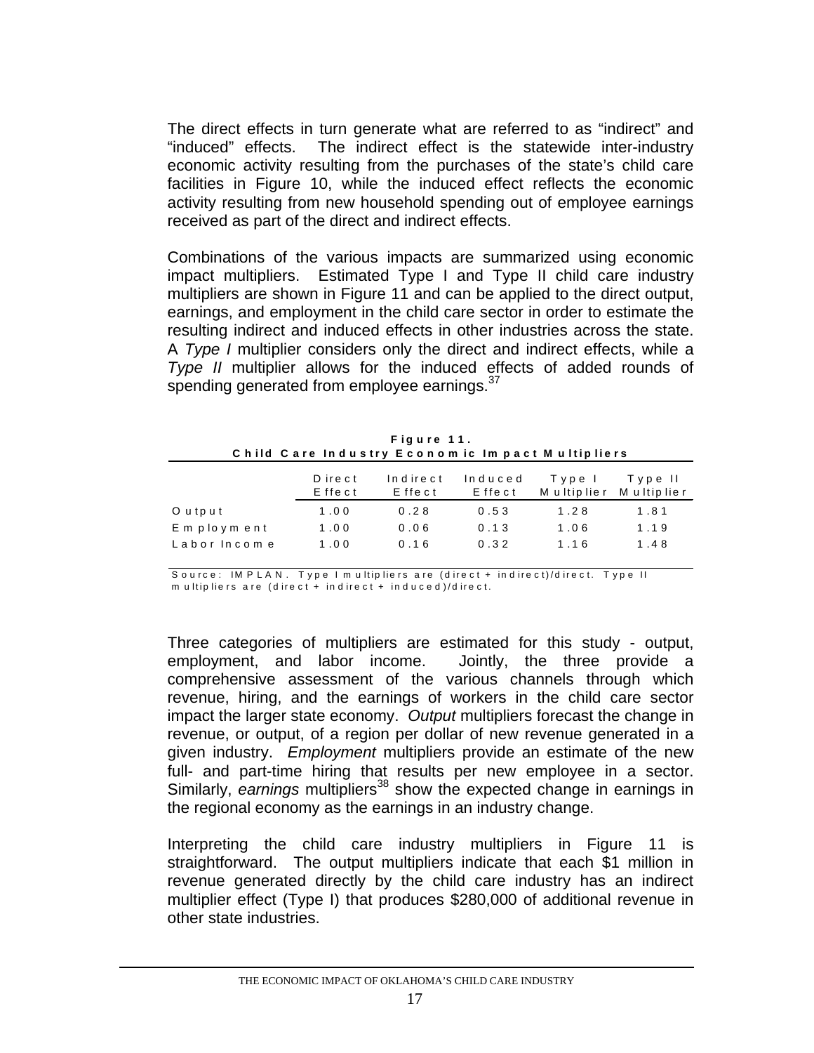The direct effects in turn generate what are referred to as "indirect" and "induced" effects. The indirect effect is the statewide inter-industry economic activity resulting from the purchases of the state's child care facilities in Figure 10, while the induced effect reflects the economic activity resulting from new household spending out of employee earnings received as part of the direct and indirect effects.

Combinations of the various impacts are summarized using economic impact multipliers. Estimated Type I and Type II child care industry multipliers are shown in Figure 11 and can be applied to the direct output, earnings, and employment in the child care sector in order to estimate the resulting indirect and induced effects in other industries across the state. A *Type I* multiplier considers only the direct and indirect effects, while a *Type II* multiplier allows for the induced effects of added rounds of spending generated from employee earnings.[37]

**Figure 11.**
**Child Care Industry Economic Impact Multipliers**

| | Direct Effect | Indirect Effect | Induced Effect | Type I Multiplier | Type II Multiplier |
|---|---|---|---|---|---|
| Output | 1.00 | 0.28 | 0.53 | 1.28 | 1.81 |
| Employment | 1.00 | 0.06 | 0.13 | 1.06 | 1.19 |
| Labor Income | 1.00 | 0.16 | 0.32 | 1.16 | 1.48 |

Source: IMPLAN. Type I multipliers are (direct + indirect)/direct. Type II multipliers are (direct + indirect + induced)/direct.

Three categories of multipliers are estimated for this study - output, employment, and labor income. Jointly, the three provide a comprehensive assessment of the various channels through which revenue, hiring, and the earnings of workers in the child care sector impact the larger state economy. *Output* multipliers forecast the change in revenue, or output, of a region per dollar of new revenue generated in a given industry. *Employment* multipliers provide an estimate of the new full- and part-time hiring that results per new employee in a sector. Similarly, *earnings* multipliers[38] show the expected change in earnings in the regional economy as the earnings in an industry change.

Interpreting the child care industry multipliers in Figure 11 is straightforward. The output multipliers indicate that each $1 million in revenue generated directly by the child care industry has an indirect multiplier effect (Type I) that produces $280,000 of additional revenue in other state industries.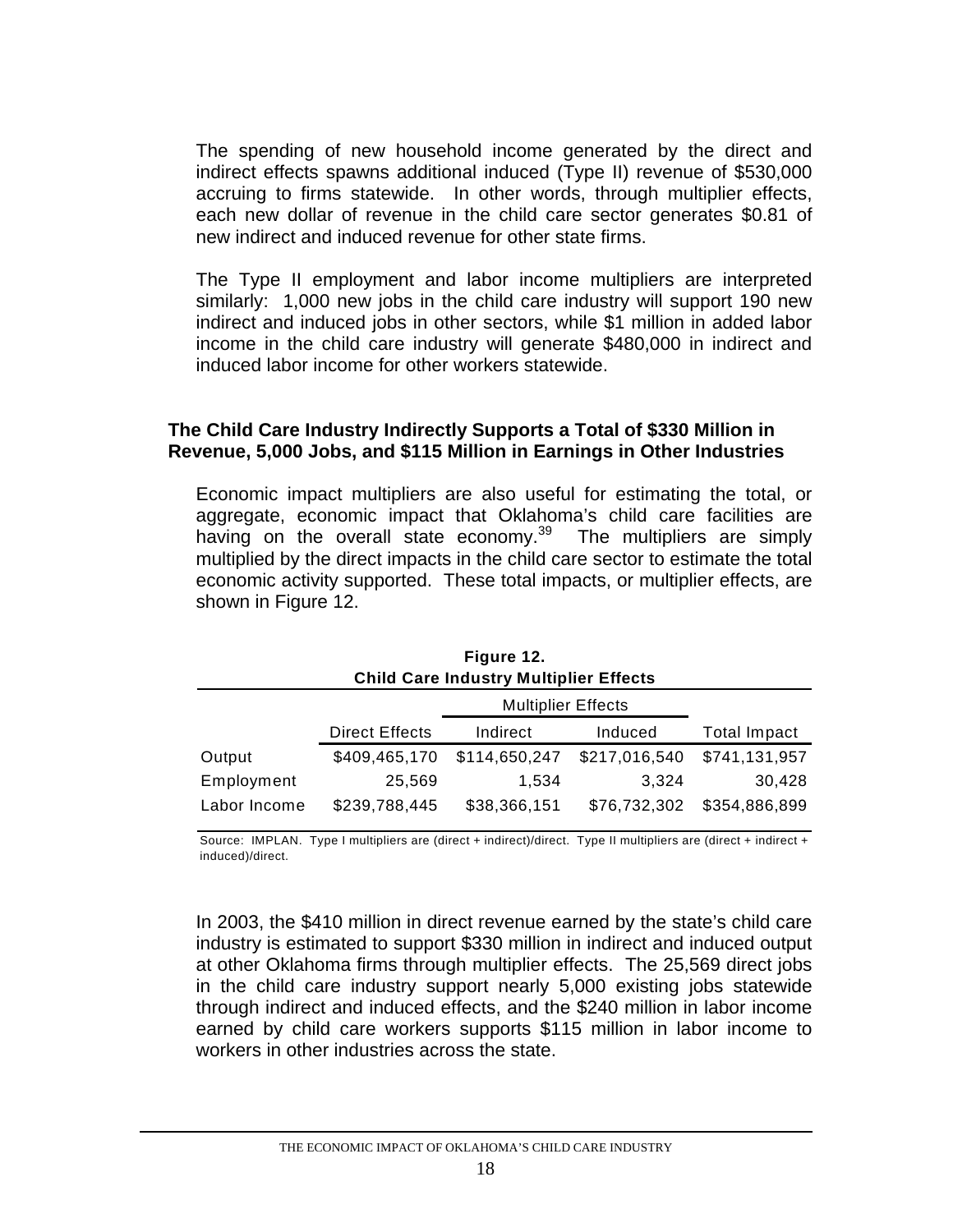The spending of new household income generated by the direct and indirect effects spawns additional induced (Type II) revenue of $530,000 accruing to firms statewide. In other words, through multiplier effects, each new dollar of revenue in the child care sector generates $0.81 of new indirect and induced revenue for other state firms.

The Type II employment and labor income multipliers are interpreted similarly: 1,000 new jobs in the child care industry will support 190 new indirect and induced jobs in other sectors, while $1 million in added labor income in the child care industry will generate $480,000 in indirect and induced labor income for other workers statewide.

### The Child Care Industry Indirectly Supports a Total of $330 Million in Revenue, 5,000 Jobs, and $115 Million in Earnings in Other Industries

Economic impact multipliers are also useful for estimating the total, or aggregate, economic impact that Oklahoma's child care facilities are having on the overall state economy.[39] The multipliers are simply multiplied by the direct impacts in the child care sector to estimate the total economic activity supported. These total impacts, or multiplier effects, are shown in Figure 12.

**Figure 12.**
**Child Care Industry Multiplier Effects**

| | | Multiplier Effects | | |
|---|---|---|---|---|
| | Direct Effects | Indirect | Induced | Total Impact |
| Output | $409,465,170 | $114,650,247 | $217,016,540 | $741,131,957 |
| Employment | 25,569 | 1,534 | 3,324 | 30,428 |
| Labor Income | $239,788,445 | $38,366,151 | $76,732,302 | $354,886,899 |

Source: IMPLAN. Type I multipliers are (direct + indirect)/direct. Type II multipliers are (direct + indirect + induced)/direct.

In 2003, the $410 million in direct revenue earned by the state's child care industry is estimated to support $330 million in indirect and induced output at other Oklahoma firms through multiplier effects. The 25,569 direct jobs in the child care industry support nearly 5,000 existing jobs statewide through indirect and induced effects, and the $240 million in labor income earned by child care workers supports $115 million in labor income to workers in other industries across the state.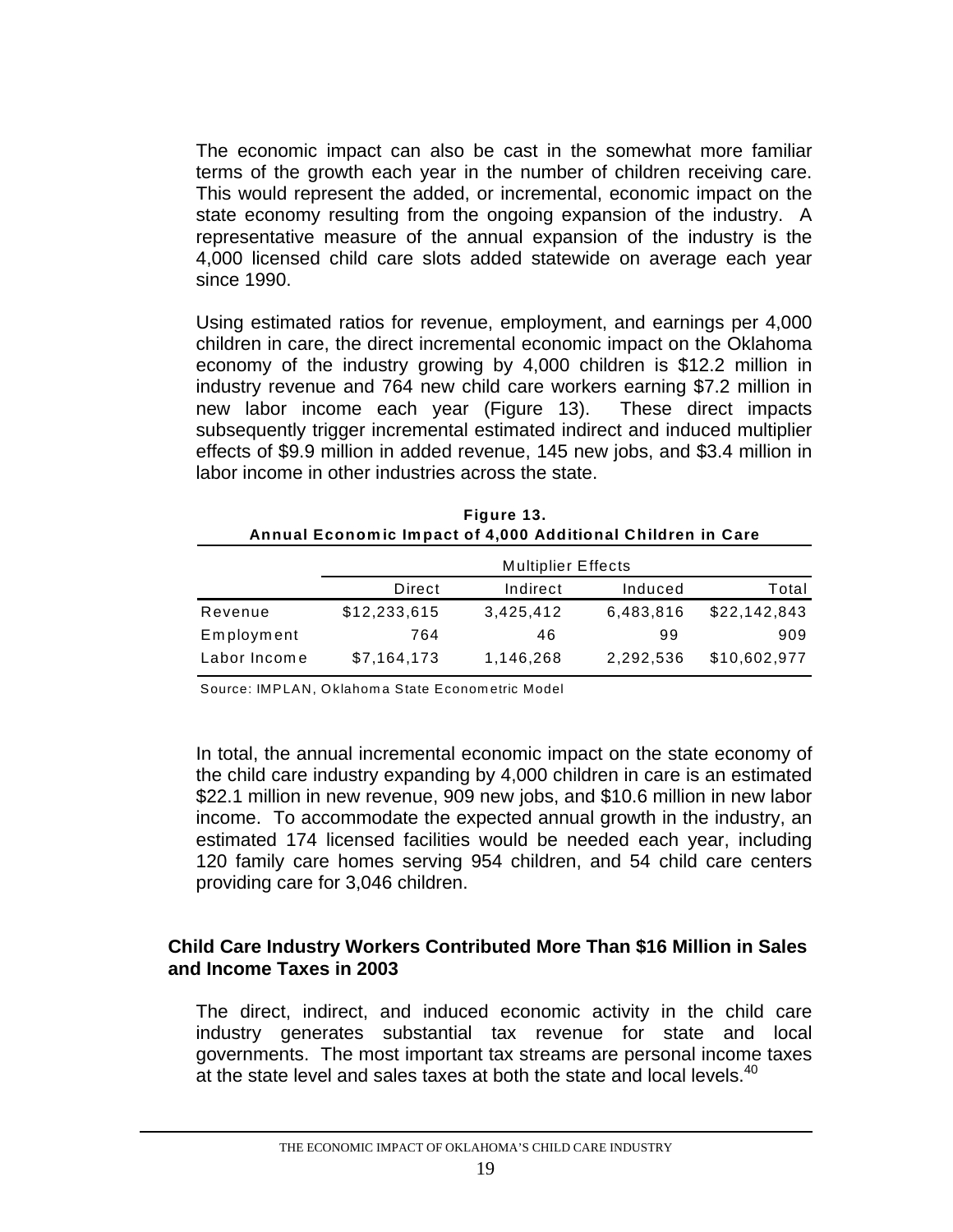The economic impact can also be cast in the somewhat more familiar terms of the growth each year in the number of children receiving care. This would represent the added, or incremental, economic impact on the state economy resulting from the ongoing expansion of the industry. A representative measure of the annual expansion of the industry is the 4,000 licensed child care slots added statewide on average each year since 1990.

Using estimated ratios for revenue, employment, and earnings per 4,000 children in care, the direct incremental economic impact on the Oklahoma economy of the industry growing by 4,000 children is $12.2 million in industry revenue and 764 new child care workers earning $7.2 million in new labor income each year (Figure 13). These direct impacts subsequently trigger incremental estimated indirect and induced multiplier effects of $9.9 million in added revenue, 145 new jobs, and $3.4 million in labor income in other industries across the state.

**Figure 13.**
**Annual Economic Impact of 4,000 Additional Children in Care**

| | Multiplier Effects | | | |
|---|---|---|---|---|
| | Direct | Indirect | Induced | Total |
| Revenue | $12,233,615 | 3,425,412 | 6,483,816 | $22,142,843 |
| Employment | 764 | 46 | 99 | 909 |
| Labor Income | $7,164,173 | 1,146,268 | 2,292,536 | $10,602,977 |

Source: IMPLAN, Oklahoma State Econometric Model

In total, the annual incremental economic impact on the state economy of the child care industry expanding by 4,000 children in care is an estimated $22.1 million in new revenue, 909 new jobs, and $10.6 million in new labor income. To accommodate the expected annual growth in the industry, an estimated 174 licensed facilities would be needed each year, including 120 family care homes serving 954 children, and 54 child care centers providing care for 3,046 children.

## Child Care Industry Workers Contributed More Than $16 Million in Sales and Income Taxes in 2003

The direct, indirect, and induced economic activity in the child care industry generates substantial tax revenue for state and local governments. The most important tax streams are personal income taxes at the state level and sales taxes at both the state and local levels.[40]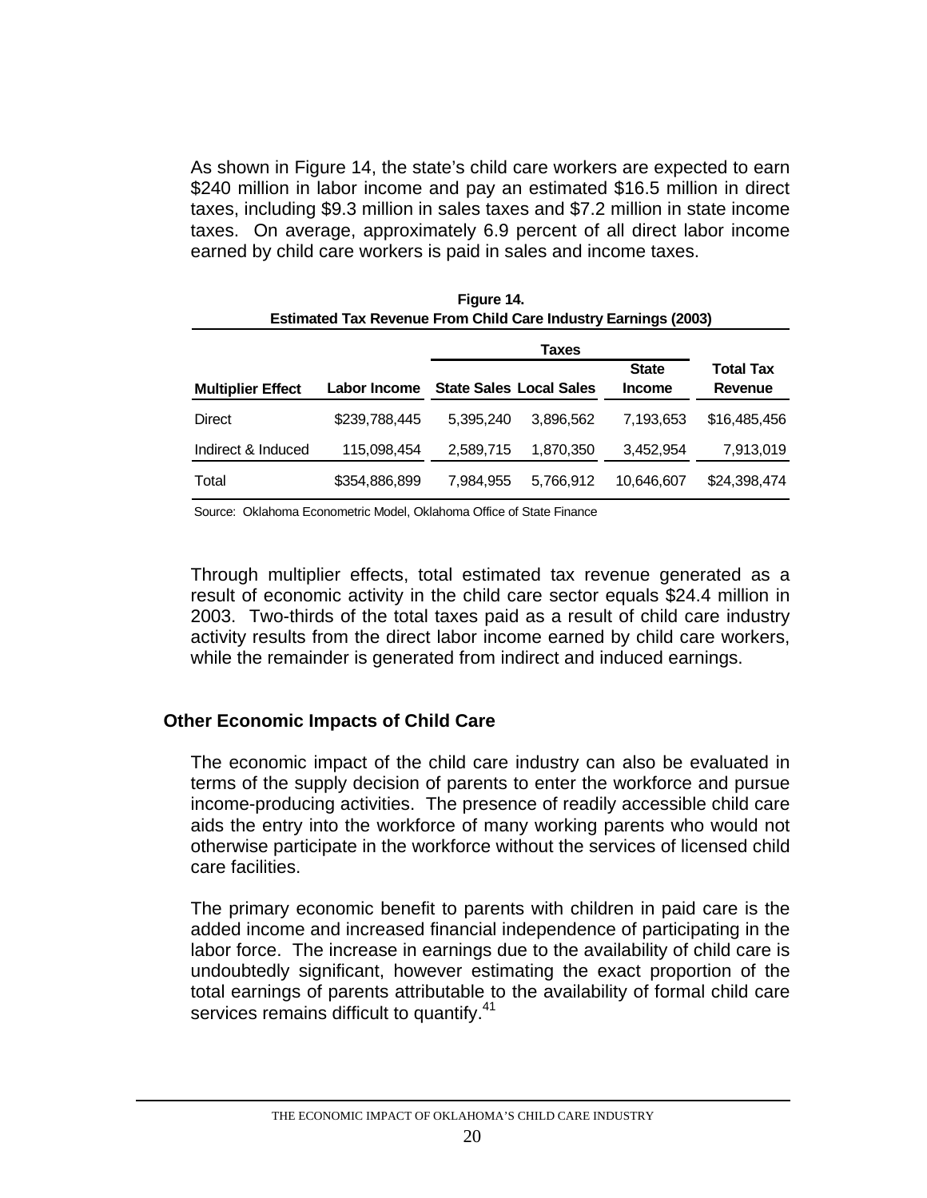As shown in Figure 14, the state's child care workers are expected to earn $240 million in labor income and pay an estimated $16.5 million in direct taxes, including $9.3 million in sales taxes and $7.2 million in state income taxes. On average, approximately 6.9 percent of all direct labor income earned by child care workers is paid in sales and income taxes.

**Figure 14.**
**Estimated Tax Revenue From Child Care Industry Earnings (2003)**

| Multiplier Effect | Labor Income | Taxes | | | Total Tax Revenue |
|---|---|---|---|---|---|
| | | State Sales | Local Sales | State Income | |
| Direct | $239,788,445 | 5,395,240 | 3,896,562 | 7,193,653 | $16,485,456 |
| Indirect & Induced | 115,098,454 | 2,589,715 | 1,870,350 | 3,452,954 | 7,913,019 |
| Total | $354,886,899 | 7,984,955 | 5,766,912 | 10,646,607 | $24,398,474 |

Source: Oklahoma Econometric Model, Oklahoma Office of State Finance

Through multiplier effects, total estimated tax revenue generated as a result of economic activity in the child care sector equals $24.4 million in 2003. Two-thirds of the total taxes paid as a result of child care industry activity results from the direct labor income earned by child care workers, while the remainder is generated from indirect and induced earnings.

## Other Economic Impacts of Child Care

The economic impact of the child care industry can also be evaluated in terms of the supply decision of parents to enter the workforce and pursue income-producing activities. The presence of readily accessible child care aids the entry into the workforce of many working parents who would not otherwise participate in the workforce without the services of licensed child care facilities.

The primary economic benefit to parents with children in paid care is the added income and increased financial independence of participating in the labor force. The increase in earnings due to the availability of child care is undoubtedly significant, however estimating the exact proportion of the total earnings of parents attributable to the availability of formal child care services remains difficult to quantify.[41]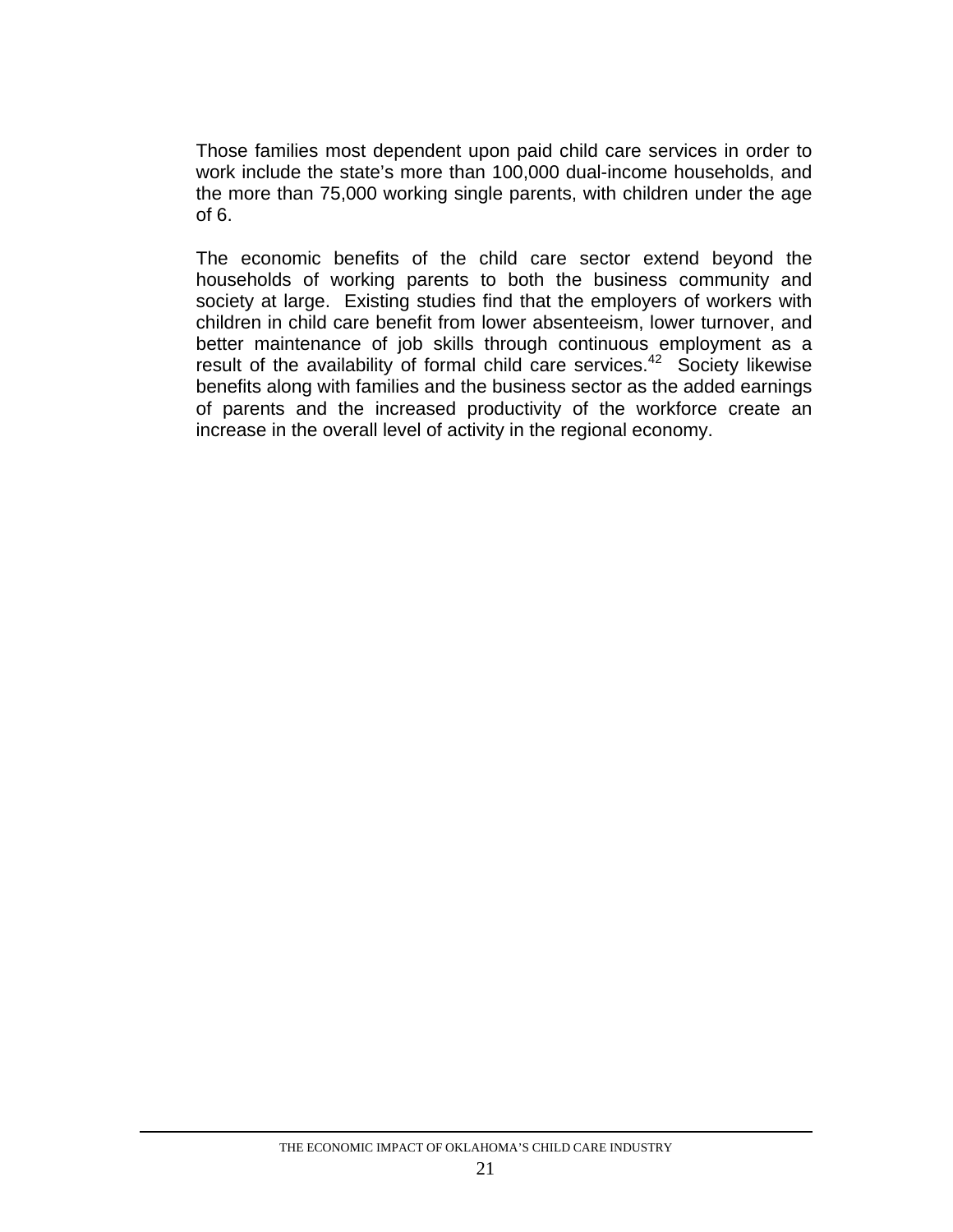Those families most dependent upon paid child care services in order to work include the state's more than 100,000 dual-income households, and the more than 75,000 working single parents, with children under the age of 6.

The economic benefits of the child care sector extend beyond the households of working parents to both the business community and society at large. Existing studies find that the employers of workers with children in child care benefit from lower absenteeism, lower turnover, and better maintenance of job skills through continuous employment as a result of the availability of formal child care services.[42] Society likewise benefits along with families and the business sector as the added earnings of parents and the increased productivity of the workforce create an increase in the overall level of activity in the regional economy.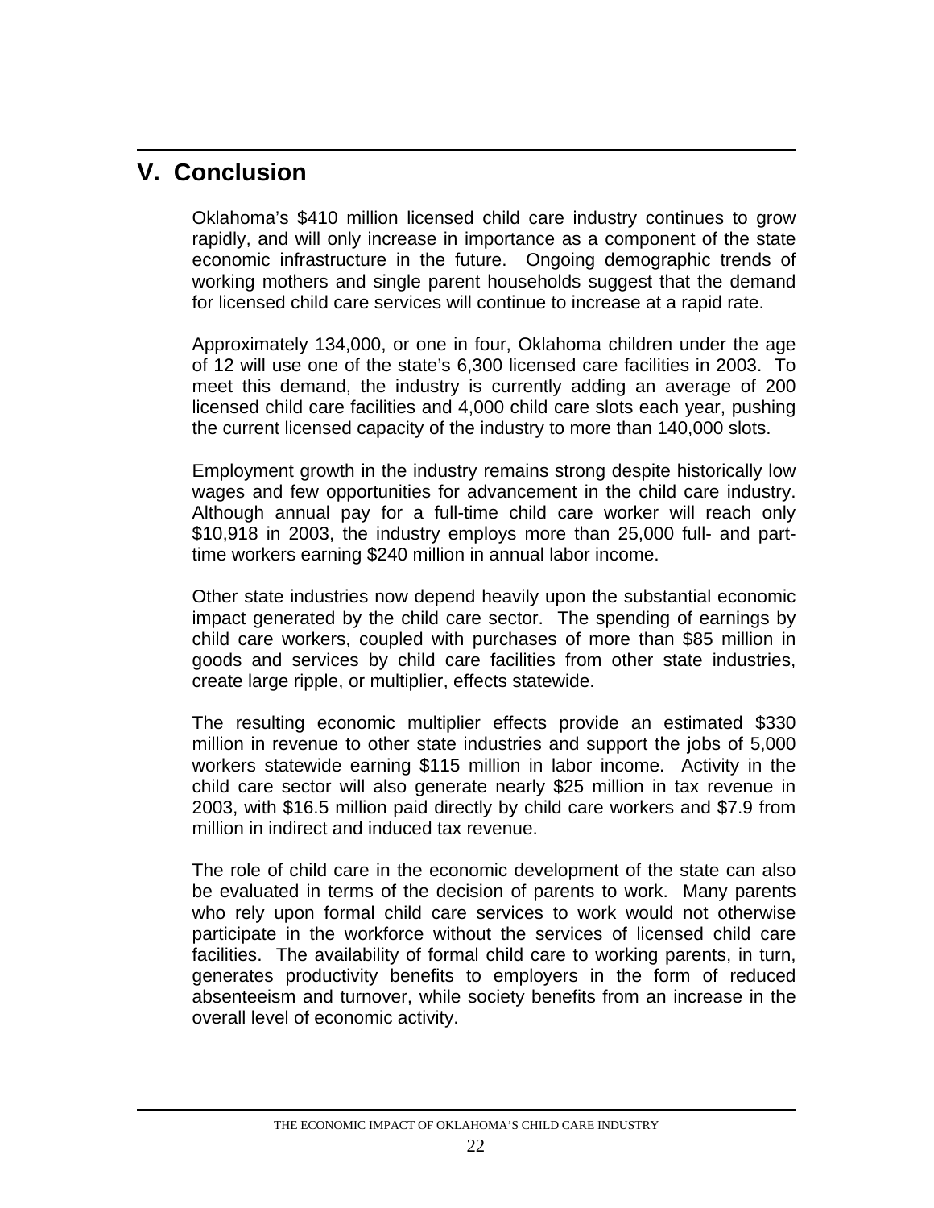## V. Conclusion

Oklahoma's $410 million licensed child care industry continues to grow rapidly, and will only increase in importance as a component of the state economic infrastructure in the future. Ongoing demographic trends of working mothers and single parent households suggest that the demand for licensed child care services will continue to increase at a rapid rate.

Approximately 134,000, or one in four, Oklahoma children under the age of 12 will use one of the state's 6,300 licensed care facilities in 2003. To meet this demand, the industry is currently adding an average of 200 licensed child care facilities and 4,000 child care slots each year, pushing the current licensed capacity of the industry to more than 140,000 slots.

Employment growth in the industry remains strong despite historically low wages and few opportunities for advancement in the child care industry. Although annual pay for a full-time child care worker will reach only $10,918 in 2003, the industry employs more than 25,000 full- and part-time workers earning $240 million in annual labor income.

Other state industries now depend heavily upon the substantial economic impact generated by the child care sector. The spending of earnings by child care workers, coupled with purchases of more than $85 million in goods and services by child care facilities from other state industries, create large ripple, or multiplier, effects statewide.

The resulting economic multiplier effects provide an estimated $330 million in revenue to other state industries and support the jobs of 5,000 workers statewide earning $115 million in labor income. Activity in the child care sector will also generate nearly $25 million in tax revenue in 2003, with $16.5 million paid directly by child care workers and $7.9 from million in indirect and induced tax revenue.

The role of child care in the economic development of the state can also be evaluated in terms of the decision of parents to work. Many parents who rely upon formal child care services to work would not otherwise participate in the workforce without the services of licensed child care facilities. The availability of formal child care to working parents, in turn, generates productivity benefits to employers in the form of reduced absenteeism and turnover, while society benefits from an increase in the overall level of economic activity.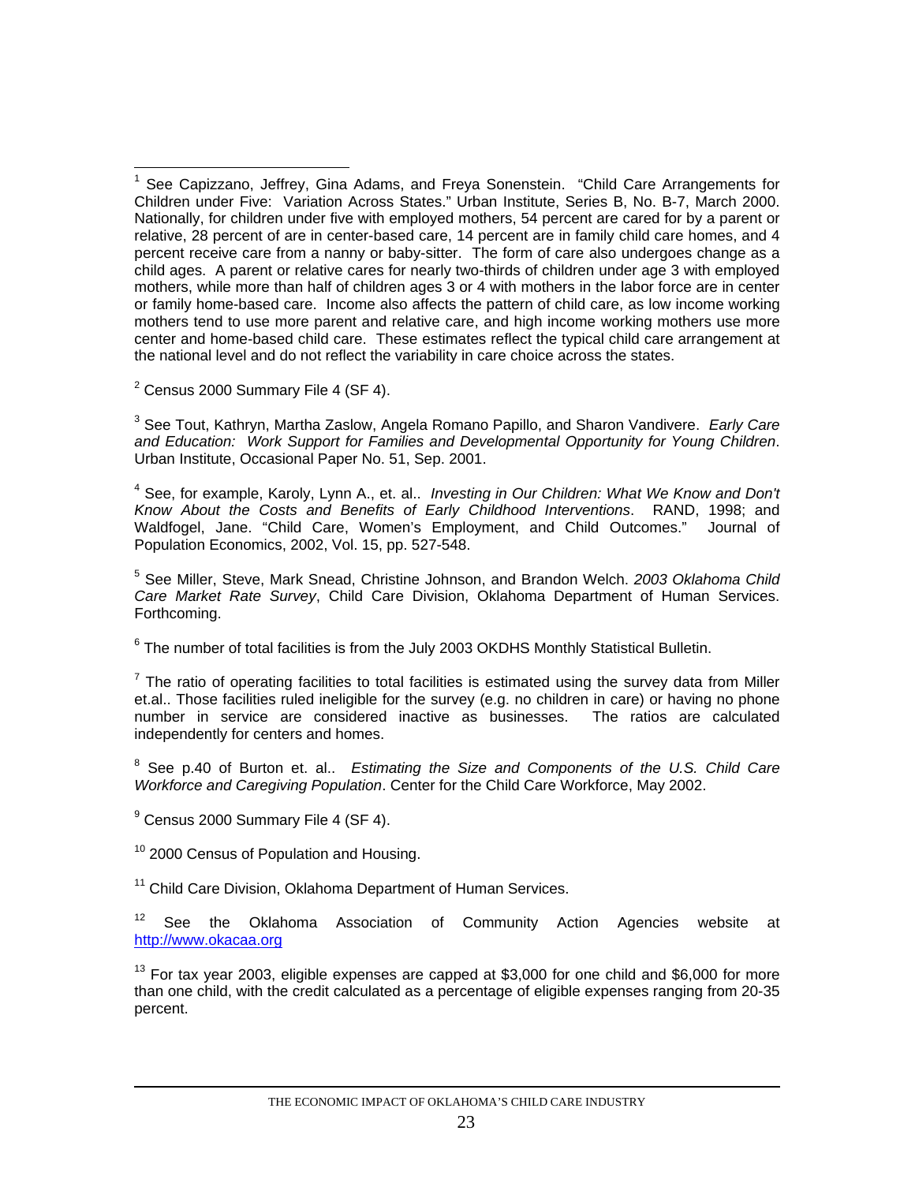[1] See Capizzano, Jeffrey, Gina Adams, and Freya Sonenstein. "Child Care Arrangements for Children under Five: Variation Across States." Urban Institute, Series B, No. B-7, March 2000. Nationally, for children under five with employed mothers, 54 percent are cared for by a parent or relative, 28 percent of are in center-based care, 14 percent are in family child care homes, and 4 percent receive care from a nanny or baby-sitter. The form of care also undergoes change as a child ages. A parent or relative cares for nearly two-thirds of children under age 3 with employed mothers, while more than half of children ages 3 or 4 with mothers in the labor force are in center or family home-based care. Income also affects the pattern of child care, as low income working mothers tend to use more parent and relative care, and high income working mothers use more center and home-based child care. These estimates reflect the typical child care arrangement at the national level and do not reflect the variability in care choice across the states.

[2] Census 2000 Summary File 4 (SF 4).

[3] See Tout, Kathryn, Martha Zaslow, Angela Romano Papillo, and Sharon Vandivere. *Early Care and Education: Work Support for Families and Developmental Opportunity for Young Children*. Urban Institute, Occasional Paper No. 51, Sep. 2001.

[4] See, for example, Karoly, Lynn A., et. al.. *Investing in Our Children: What We Know and Don't Know About the Costs and Benefits of Early Childhood Interventions*. RAND, 1998; and Waldfogel, Jane. "Child Care, Women's Employment, and Child Outcomes." Journal of Population Economics, 2002, Vol. 15, pp. 527-548.

[5] See Miller, Steve, Mark Snead, Christine Johnson, and Brandon Welch. *2003 Oklahoma Child Care Market Rate Survey*, Child Care Division, Oklahoma Department of Human Services. Forthcoming.

[6] The number of total facilities is from the July 2003 OKDHS Monthly Statistical Bulletin.

[7] The ratio of operating facilities to total facilities is estimated using the survey data from Miller et.al.. Those facilities ruled ineligible for the survey (e.g. no children in care) or having no phone number in service are considered inactive as businesses. The ratios are calculated independently for centers and homes.

[8] See p.40 of Burton et. al.. *Estimating the Size and Components of the U.S. Child Care Workforce and Caregiving Population*. Center for the Child Care Workforce, May 2002.

[9] Census 2000 Summary File 4 (SF 4).

[10] 2000 Census of Population and Housing.

[11] Child Care Division, Oklahoma Department of Human Services.

[12] See the Oklahoma Association of Community Action Agencies website at http://www.okacaa.org

[13] For tax year 2003, eligible expenses are capped at $3,000 for one child and $6,000 for more than one child, with the credit calculated as a percentage of eligible expenses ranging from 20-35 percent.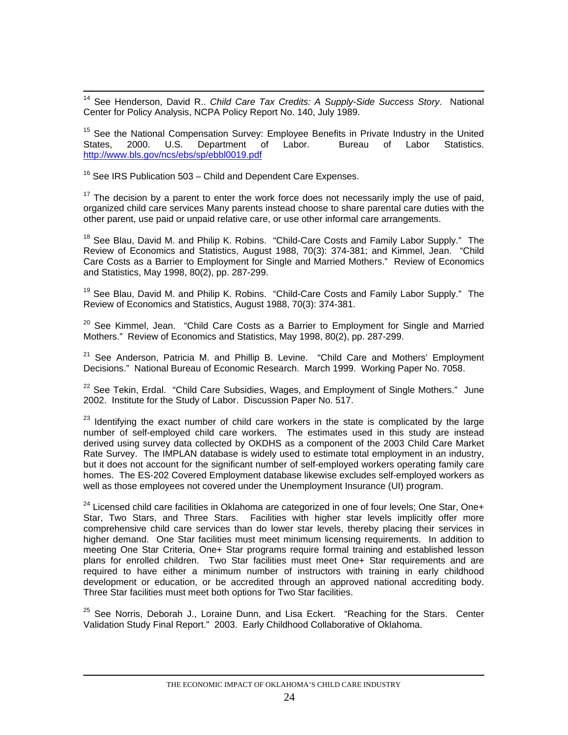[14] See Henderson, David R.. *Child Care Tax Credits: A Supply-Side Success Story*. National Center for Policy Analysis, NCPA Policy Report No. 140, July 1989.

[15] See the National Compensation Survey: Employee Benefits in Private Industry in the United States, 2000. U.S. Department of Labor. Bureau of Labor Statistics. http://www.bls.gov/ncs/ebs/sp/ebbl0019.pdf

[16] See IRS Publication 503 – Child and Dependent Care Expenses.

[17] The decision by a parent to enter the work force does not necessarily imply the use of paid, organized child care services Many parents instead choose to share parental care duties with the other parent, use paid or unpaid relative care, or use other informal care arrangements.

[18] See Blau, David M. and Philip K. Robins. "Child-Care Costs and Family Labor Supply." The Review of Economics and Statistics, August 1988, 70(3): 374-381; and Kimmel, Jean. "Child Care Costs as a Barrier to Employment for Single and Married Mothers." Review of Economics and Statistics, May 1998, 80(2), pp. 287-299.

[19] See Blau, David M. and Philip K. Robins. "Child-Care Costs and Family Labor Supply." The Review of Economics and Statistics, August 1988, 70(3): 374-381.

[20] See Kimmel, Jean. "Child Care Costs as a Barrier to Employment for Single and Married Mothers." Review of Economics and Statistics, May 1998, 80(2), pp. 287-299.

[21] See Anderson, Patricia M. and Phillip B. Levine. "Child Care and Mothers' Employment Decisions." National Bureau of Economic Research. March 1999. Working Paper No. 7058.

[22] See Tekin, Erdal. "Child Care Subsidies, Wages, and Employment of Single Mothers." June 2002. Institute for the Study of Labor. Discussion Paper No. 517.

[23] Identifying the exact number of child care workers in the state is complicated by the large number of self-employed child care workers. The estimates used in this study are instead derived using survey data collected by OKDHS as a component of the 2003 Child Care Market Rate Survey. The IMPLAN database is widely used to estimate total employment in an industry, but it does not account for the significant number of self-employed workers operating family care homes. The ES-202 Covered Employment database likewise excludes self-employed workers as well as those employees not covered under the Unemployment Insurance (UI) program.

[24] Licensed child care facilities in Oklahoma are categorized in one of four levels; One Star, One+ Star, Two Stars, and Three Stars. Facilities with higher star levels implicitly offer more comprehensive child care services than do lower star levels, thereby placing their services in higher demand. One Star facilities must meet minimum licensing requirements. In addition to meeting One Star Criteria, One+ Star programs require formal training and established lesson plans for enrolled children. Two Star facilities must meet One+ Star requirements and are required to have either a minimum number of instructors with training in early childhood development or education, or be accredited through an approved national accrediting body. Three Star facilities must meet both options for Two Star facilities.

[25] See Norris, Deborah J., Loraine Dunn, and Lisa Eckert. "Reaching for the Stars. Center Validation Study Final Report." 2003. Early Childhood Collaborative of Oklahoma.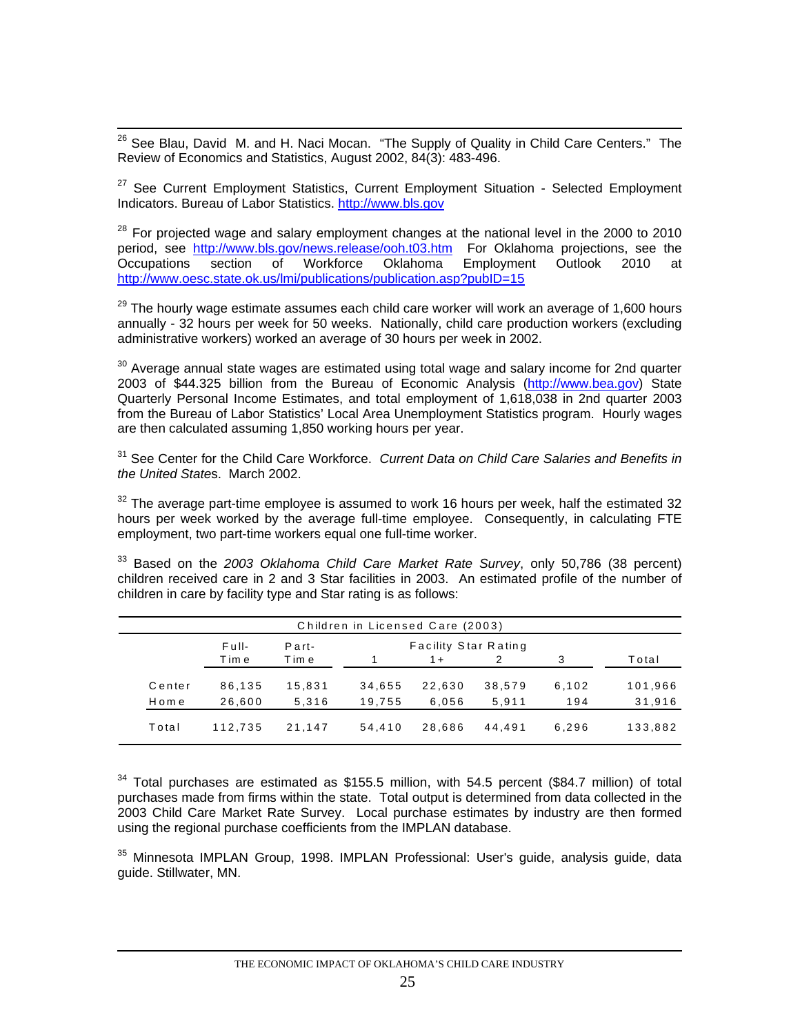[26] See Blau, David M. and H. Naci Mocan. "The Supply of Quality in Child Care Centers." The Review of Economics and Statistics, August 2002, 84(3): 483-496.

[27] See Current Employment Statistics, Current Employment Situation - Selected Employment Indicators. Bureau of Labor Statistics. http://www.bls.gov

[28] For projected wage and salary employment changes at the national level in the 2000 to 2010 period, see http://www.bls.gov/news.release/ooh.t03.htm For Oklahoma projections, see the Occupations section of Workforce Oklahoma Employment Outlook 2010 at http://www.oesc.state.ok.us/lmi/publications/publication.asp?pubID=15

[29] The hourly wage estimate assumes each child care worker will work an average of 1,600 hours annually - 32 hours per week for 50 weeks. Nationally, child care production workers (excluding administrative workers) worked an average of 30 hours per week in 2002.

[30] Average annual state wages are estimated using total wage and salary income for 2nd quarter 2003 of $44.325 billion from the Bureau of Economic Analysis (http://www.bea.gov) State Quarterly Personal Income Estimates, and total employment of 1,618,038 in 2nd quarter 2003 from the Bureau of Labor Statistics' Local Area Unemployment Statistics program. Hourly wages are then calculated assuming 1,850 working hours per year.

[31] See Center for the Child Care Workforce. *Current Data on Child Care Salaries and Benefits in the United States*. March 2002.

[32] The average part-time employee is assumed to work 16 hours per week, half the estimated 32 hours per week worked by the average full-time employee. Consequently, in calculating FTE employment, two part-time workers equal one full-time worker.

[33] Based on the *2003 Oklahoma Child Care Market Rate Survey*, only 50,786 (38 percent) children received care in 2 and 3 Star facilities in 2003. An estimated profile of the number of children in care by facility type and Star rating is as follows:

| Children in Licensed Care (2003) | | | | | | | |
|---|---|---|---|---|---|---|---|
| | Full-Time | Part-Time | Facility Star Rating 1 | 1+ | 2 | 3 | Total |
| Center | 86,135 | 15,831 | 34,655 | 22,630 | 38,579 | 6,102 | 101,966 |
| Home | 26,600 | 5,316 | 19,755 | 6,056 | 5,911 | 194 | 31,916 |
| Total | 112,735 | 21,147 | 54,410 | 28,686 | 44,491 | 6,296 | 133,882 |

[34] Total purchases are estimated as $155.5 million, with 54.5 percent ($84.7 million) of total purchases made from firms within the state. Total output is determined from data collected in the 2003 Child Care Market Rate Survey. Local purchase estimates by industry are then formed using the regional purchase coefficients from the IMPLAN database.

[35] Minnesota IMPLAN Group, 1998. IMPLAN Professional: User's guide, analysis guide, data guide. Stillwater, MN.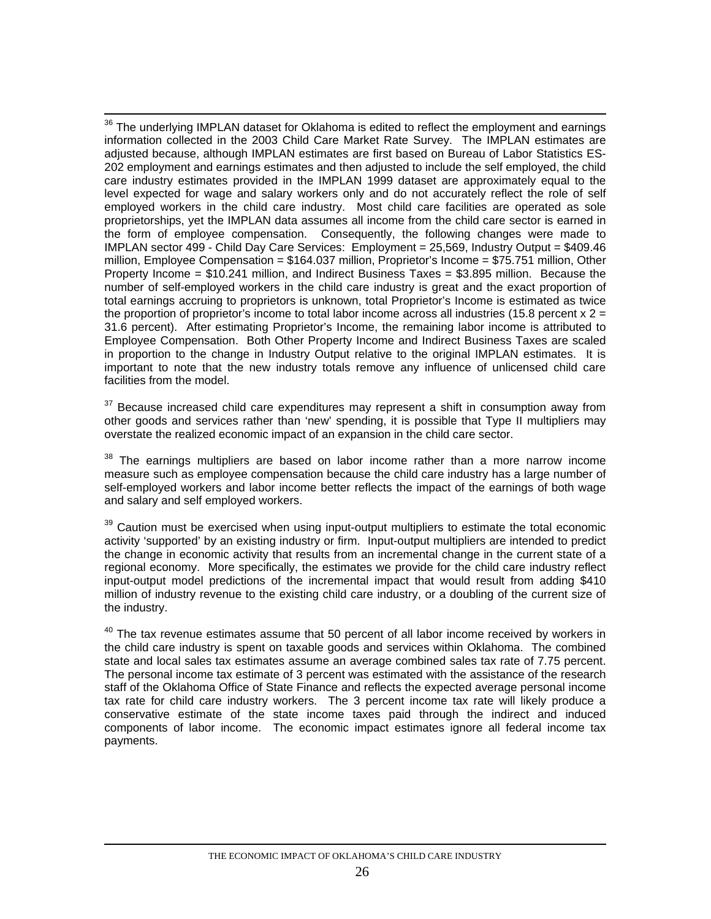[36] The underlying IMPLAN dataset for Oklahoma is edited to reflect the employment and earnings information collected in the 2003 Child Care Market Rate Survey. The IMPLAN estimates are adjusted because, although IMPLAN estimates are first based on Bureau of Labor Statistics ES-202 employment and earnings estimates and then adjusted to include the self employed, the child care industry estimates provided in the IMPLAN 1999 dataset are approximately equal to the level expected for wage and salary workers only and do not accurately reflect the role of self employed workers in the child care industry. Most child care facilities are operated as sole proprietorships, yet the IMPLAN data assumes all income from the child care sector is earned in the form of employee compensation. Consequently, the following changes were made to IMPLAN sector 499 - Child Day Care Services: Employment = 25,569, Industry Output = $409.46 million, Employee Compensation = $164.037 million, Proprietor's Income = $75.751 million, Other Property Income = $10.241 million, and Indirect Business Taxes = $3.895 million. Because the number of self-employed workers in the child care industry is great and the exact proportion of total earnings accruing to proprietors is unknown, total Proprietor's Income is estimated as twice the proportion of proprietor's income to total labor income across all industries (15.8 percent x 2 = 31.6 percent). After estimating Proprietor's Income, the remaining labor income is attributed to Employee Compensation. Both Other Property Income and Indirect Business Taxes are scaled in proportion to the change in Industry Output relative to the original IMPLAN estimates. It is important to note that the new industry totals remove any influence of unlicensed child care facilities from the model.

[37] Because increased child care expenditures may represent a shift in consumption away from other goods and services rather than 'new' spending, it is possible that Type II multipliers may overstate the realized economic impact of an expansion in the child care sector.

[38] The earnings multipliers are based on labor income rather than a more narrow income measure such as employee compensation because the child care industry has a large number of self-employed workers and labor income better reflects the impact of the earnings of both wage and salary and self employed workers.

[39] Caution must be exercised when using input-output multipliers to estimate the total economic activity 'supported' by an existing industry or firm. Input-output multipliers are intended to predict the change in economic activity that results from an incremental change in the current state of a regional economy. More specifically, the estimates we provide for the child care industry reflect input-output model predictions of the incremental impact that would result from adding $410 million of industry revenue to the existing child care industry, or a doubling of the current size of the industry.

[40] The tax revenue estimates assume that 50 percent of all labor income received by workers in the child care industry is spent on taxable goods and services within Oklahoma. The combined state and local sales tax estimates assume an average combined sales tax rate of 7.75 percent. The personal income tax estimate of 3 percent was estimated with the assistance of the research staff of the Oklahoma Office of State Finance and reflects the expected average personal income tax rate for child care industry workers. The 3 percent income tax rate will likely produce a conservative estimate of the state income taxes paid through the indirect and induced components of labor income. The economic impact estimates ignore all federal income tax payments.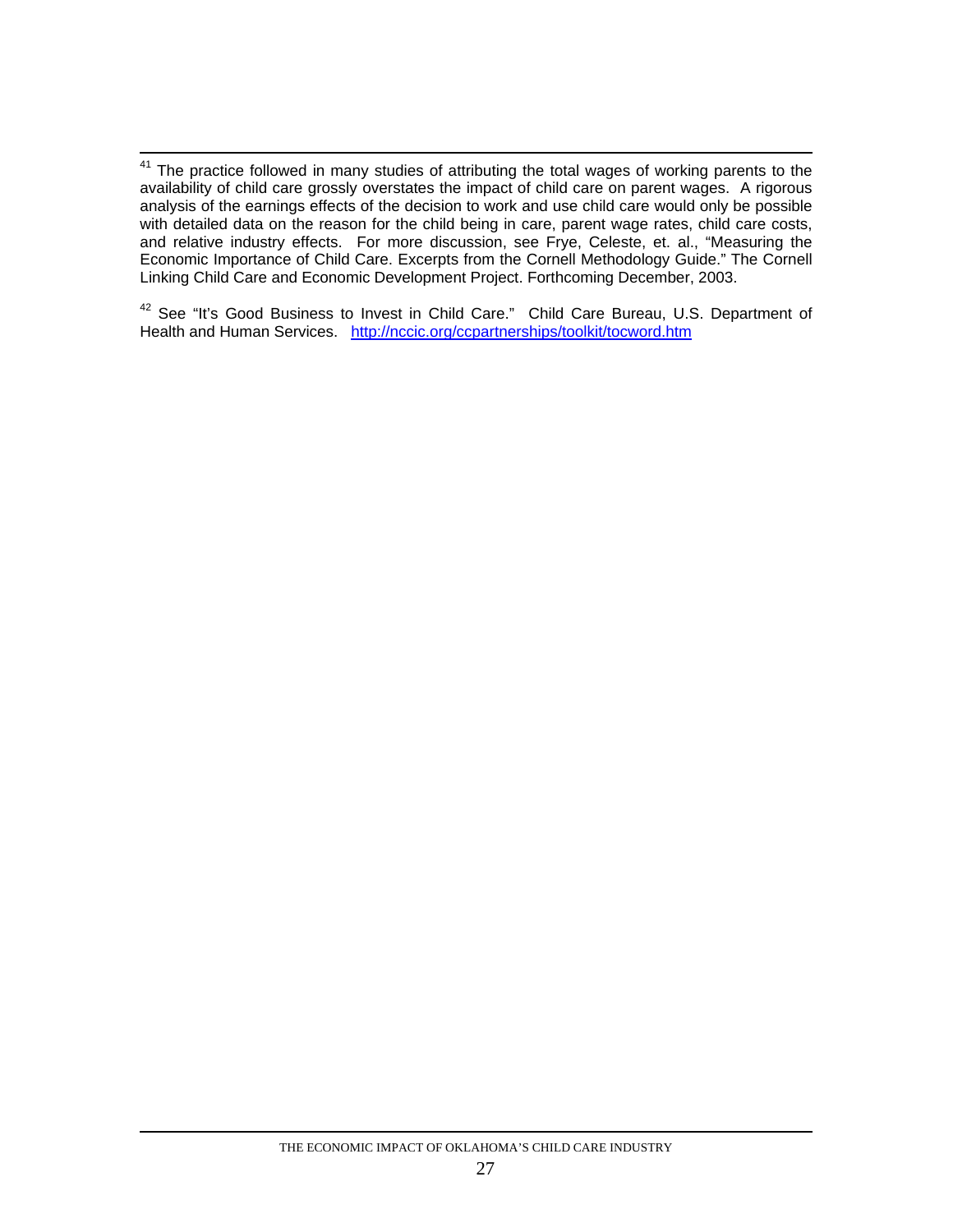[41] The practice followed in many studies of attributing the total wages of working parents to the availability of child care grossly overstates the impact of child care on parent wages. A rigorous analysis of the earnings effects of the decision to work and use child care would only be possible with detailed data on the reason for the child being in care, parent wage rates, child care costs, and relative industry effects. For more discussion, see Frye, Celeste, et. al., "Measuring the Economic Importance of Child Care. Excerpts from the Cornell Methodology Guide." The Cornell Linking Child Care and Economic Development Project. Forthcoming December, 2003.

[42] See "It's Good Business to Invest in Child Care." Child Care Bureau, U.S. Department of Health and Human Services. http://nccic.org/ccpartnerships/toolkit/tocword.htm